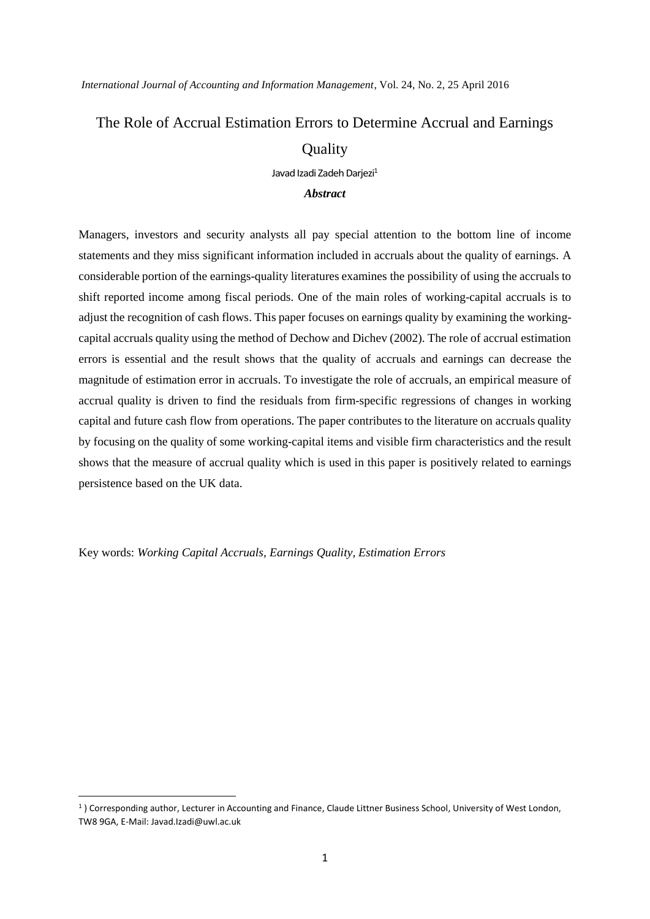*International Journal of Accounting and Information Management*, Vol. 24, No. 2, 25 April 2016

# The Role of Accrual Estimation Errors to Determine Accrual and Earnings Quality

Javad Izadi Zadeh Darjezi[1]

***Abstract***

Managers, investors and security analysts all pay special attention to the bottom line of income statements and they miss significant information included in accruals about the quality of earnings. A considerable portion of the earnings-quality literatures examines the possibility of using the accruals to shift reported income among fiscal periods. One of the main roles of working-capital accruals is to adjust the recognition of cash flows. This paper focuses on earnings quality by examining the working-capital accruals quality using the method of Dechow and Dichev (2002). The role of accrual estimation errors is essential and the result shows that the quality of accruals and earnings can decrease the magnitude of estimation error in accruals. To investigate the role of accruals, an empirical measure of accrual quality is driven to find the residuals from firm-specific regressions of changes in working capital and future cash flow from operations. The paper contributes to the literature on accruals quality by focusing on the quality of some working-capital items and visible firm characteristics and the result shows that the measure of accrual quality which is used in this paper is positively related to earnings persistence based on the UK data.

Key words: *Working Capital Accruals, Earnings Quality, Estimation Errors*

[1] ) Corresponding author, Lecturer in Accounting and Finance, Claude Littner Business School, University of West London, TW8 9GA, E-Mail: Javad.Izadi@uwl.ac.uk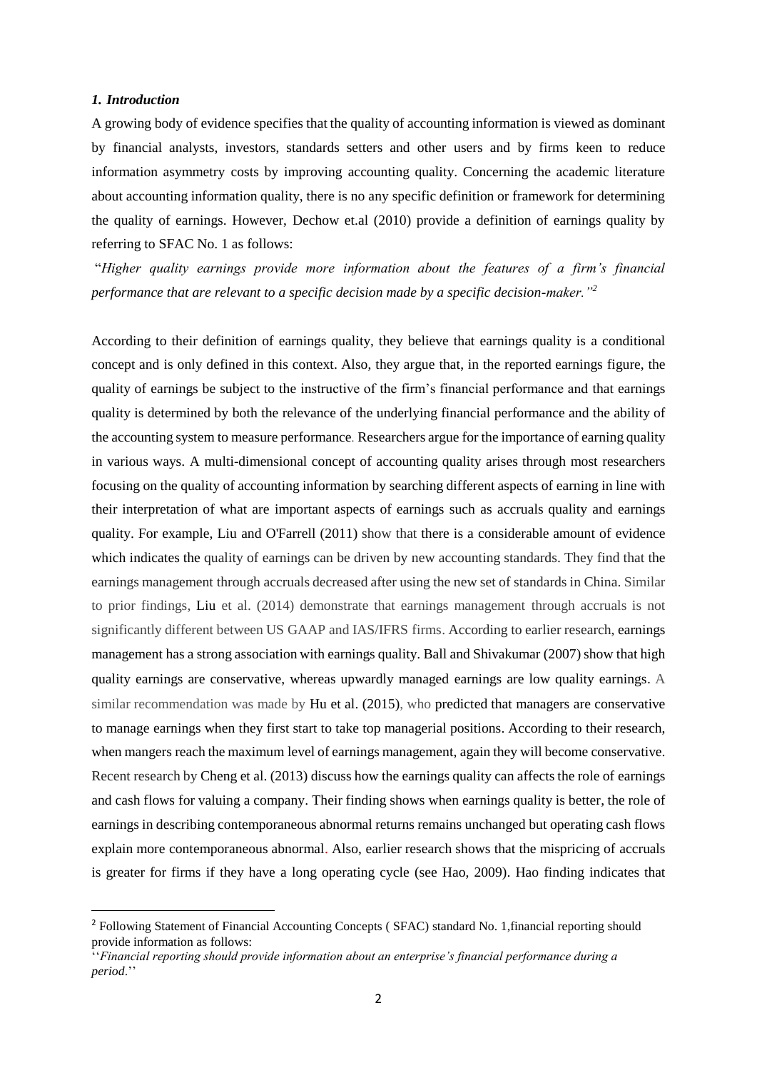### *1. Introduction*

A growing body of evidence specifies that the quality of accounting information is viewed as dominant by financial analysts, investors, standards setters and other users and by firms keen to reduce information asymmetry costs by improving accounting quality. Concerning the academic literature about accounting information quality, there is no any specific definition or framework for determining the quality of earnings. However, Dechow et.al (2010) provide a definition of earnings quality by referring to SFAC No. 1 as follows:

"*Higher quality earnings provide more information about the features of a firm's financial performance that are relevant to a specific decision made by a specific decision-maker."*[2]

According to their definition of earnings quality, they believe that earnings quality is a conditional concept and is only defined in this context. Also, they argue that, in the reported earnings figure, the quality of earnings be subject to the instructive of the firm's financial performance and that earnings quality is determined by both the relevance of the underlying financial performance and the ability of the accounting system to measure performance. Researchers argue for the importance of earning quality in various ways. A multi-dimensional concept of accounting quality arises through most researchers focusing on the quality of accounting information by searching different aspects of earning in line with their interpretation of what are important aspects of earnings such as accruals quality and earnings quality. For example, Liu and O'Farrell (2011) show that there is a considerable amount of evidence which indicates the quality of earnings can be driven by new accounting standards. They find that the earnings management through accruals decreased after using the new set of standards in China. Similar to prior findings, Liu et al. (2014) demonstrate that earnings management through accruals is not significantly different between US GAAP and IAS/IFRS firms. According to earlier research, earnings management has a strong association with earnings quality. Ball and Shivakumar (2007) show that high quality earnings are conservative, whereas upwardly managed earnings are low quality earnings. A similar recommendation was made by Hu et al. (2015), who predicted that managers are conservative to manage earnings when they first start to take top managerial positions. According to their research, when mangers reach the maximum level of earnings management, again they will become conservative. Recent research by Cheng et al. (2013) discuss how the earnings quality can affects the role of earnings and cash flows for valuing a company. Their finding shows when earnings quality is better, the role of earnings in describing contemporaneous abnormal returns remains unchanged but operating cash flows explain more contemporaneous abnormal. Also, earlier research shows that the mispricing of accruals is greater for firms if they have a long operating cycle (see Hao, 2009). Hao finding indicates that

---

[2] Following Statement of Financial Accounting Concepts ( SFAC) standard No. 1,financial reporting should provide information as follows:

''*Financial reporting should provide information about an enterprise's financial performance during a period*.''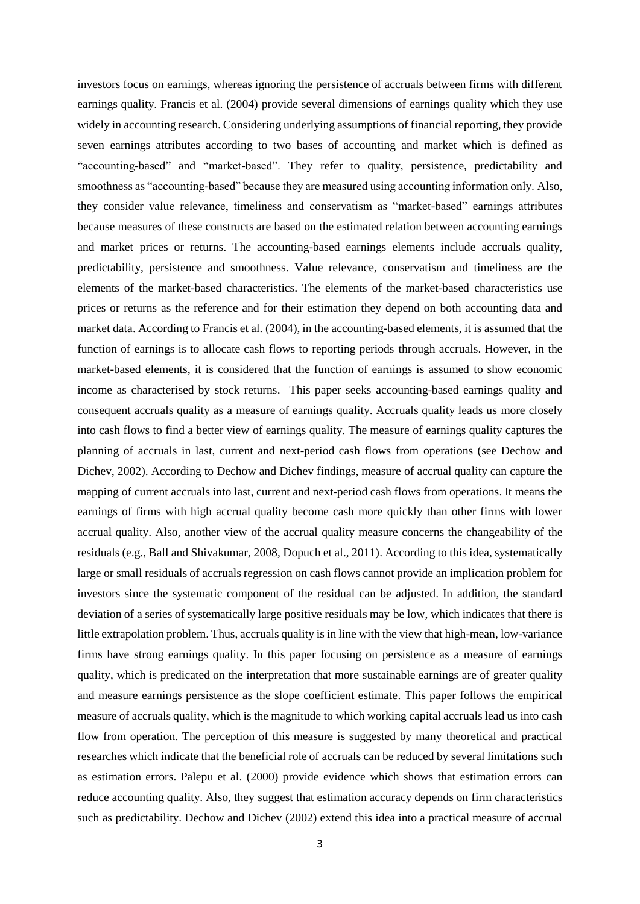investors focus on earnings, whereas ignoring the persistence of accruals between firms with different earnings quality. Francis et al. (2004) provide several dimensions of earnings quality which they use widely in accounting research. Considering underlying assumptions of financial reporting, they provide seven earnings attributes according to two bases of accounting and market which is defined as "accounting-based" and "market-based". They refer to quality, persistence, predictability and smoothness as "accounting-based" because they are measured using accounting information only. Also, they consider value relevance, timeliness and conservatism as "market-based" earnings attributes because measures of these constructs are based on the estimated relation between accounting earnings and market prices or returns. The accounting-based earnings elements include accruals quality, predictability, persistence and smoothness. Value relevance, conservatism and timeliness are the elements of the market-based characteristics. The elements of the market-based characteristics use prices or returns as the reference and for their estimation they depend on both accounting data and market data. According to Francis et al. (2004), in the accounting-based elements, it is assumed that the function of earnings is to allocate cash flows to reporting periods through accruals. However, in the market-based elements, it is considered that the function of earnings is assumed to show economic income as characterised by stock returns. This paper seeks accounting-based earnings quality and consequent accruals quality as a measure of earnings quality. Accruals quality leads us more closely into cash flows to find a better view of earnings quality. The measure of earnings quality captures the planning of accruals in last, current and next-period cash flows from operations (see Dechow and Dichev, 2002). According to Dechow and Dichev findings, measure of accrual quality can capture the mapping of current accruals into last, current and next-period cash flows from operations. It means the earnings of firms with high accrual quality become cash more quickly than other firms with lower accrual quality. Also, another view of the accrual quality measure concerns the changeability of the residuals (e.g., Ball and Shivakumar, 2008, Dopuch et al., 2011). According to this idea, systematically large or small residuals of accruals regression on cash flows cannot provide an implication problem for investors since the systematic component of the residual can be adjusted. In addition, the standard deviation of a series of systematically large positive residuals may be low, which indicates that there is little extrapolation problem. Thus, accruals quality is in line with the view that high-mean, low-variance firms have strong earnings quality. In this paper focusing on persistence as a measure of earnings quality, which is predicated on the interpretation that more sustainable earnings are of greater quality and measure earnings persistence as the slope coefficient estimate. This paper follows the empirical measure of accruals quality, which is the magnitude to which working capital accruals lead us into cash flow from operation. The perception of this measure is suggested by many theoretical and practical researches which indicate that the beneficial role of accruals can be reduced by several limitations such as estimation errors. Palepu et al. (2000) provide evidence which shows that estimation errors can reduce accounting quality. Also, they suggest that estimation accuracy depends on firm characteristics such as predictability. Dechow and Dichev (2002) extend this idea into a practical measure of accrual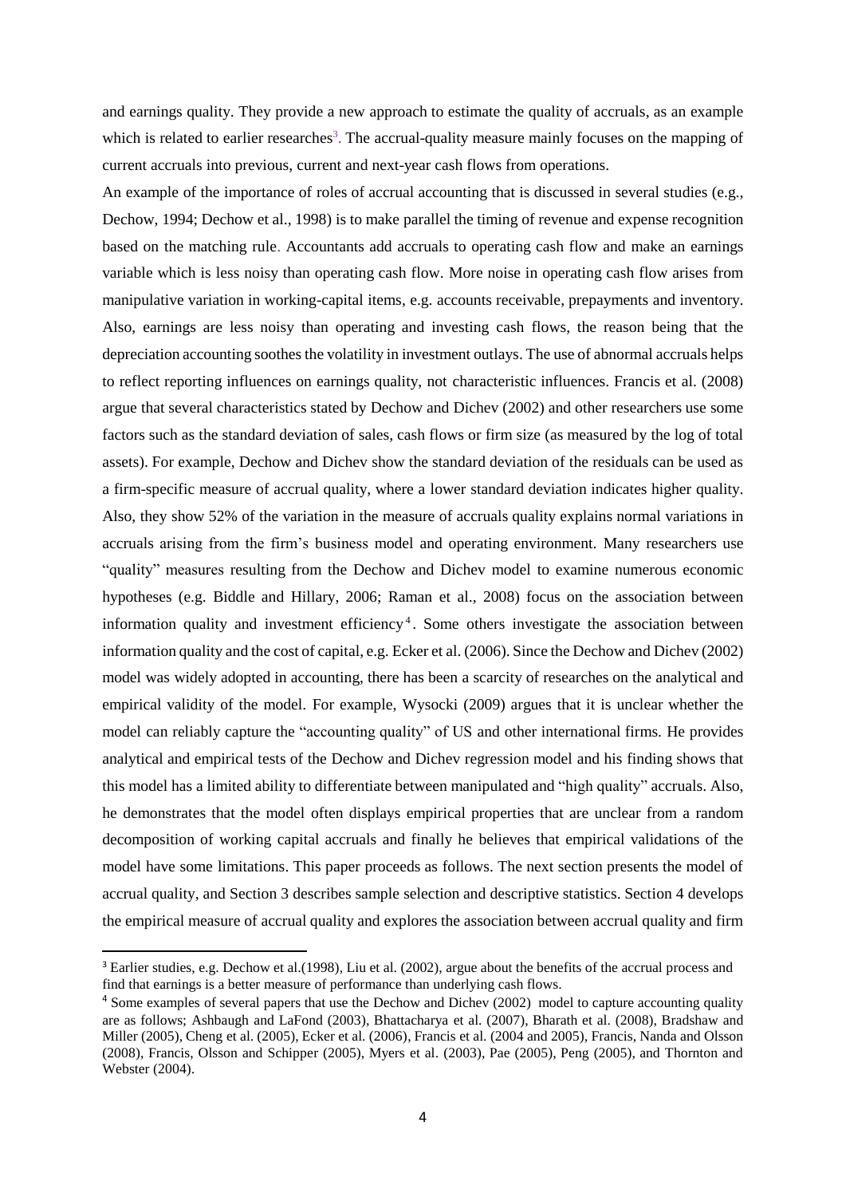and earnings quality. They provide a new approach to estimate the quality of accruals, as an example which is related to earlier researches[3]. The accrual-quality measure mainly focuses on the mapping of current accruals into previous, current and next-year cash flows from operations.

An example of the importance of roles of accrual accounting that is discussed in several studies (e.g., Dechow, 1994; Dechow et al., 1998) is to make parallel the timing of revenue and expense recognition based on the matching rule. Accountants add accruals to operating cash flow and make an earnings variable which is less noisy than operating cash flow. More noise in operating cash flow arises from manipulative variation in working-capital items, e.g. accounts receivable, prepayments and inventory. Also, earnings are less noisy than operating and investing cash flows, the reason being that the depreciation accounting soothes the volatility in investment outlays. The use of abnormal accruals helps to reflect reporting influences on earnings quality, not characteristic influences. Francis et al. (2008) argue that several characteristics stated by Dechow and Dichev (2002) and other researchers use some factors such as the standard deviation of sales, cash flows or firm size (as measured by the log of total assets). For example, Dechow and Dichev show the standard deviation of the residuals can be used as a firm-specific measure of accrual quality, where a lower standard deviation indicates higher quality. Also, they show 52% of the variation in the measure of accruals quality explains normal variations in accruals arising from the firm's business model and operating environment. Many researchers use "quality" measures resulting from the Dechow and Dichev model to examine numerous economic hypotheses (e.g. Biddle and Hillary, 2006; Raman et al., 2008) focus on the association between information quality and investment efficiency[4]. Some others investigate the association between information quality and the cost of capital, e.g. Ecker et al. (2006). Since the Dechow and Dichev (2002) model was widely adopted in accounting, there has been a scarcity of researches on the analytical and empirical validity of the model. For example, Wysocki (2009) argues that it is unclear whether the model can reliably capture the "accounting quality" of US and other international firms. He provides analytical and empirical tests of the Dechow and Dichev regression model and his finding shows that this model has a limited ability to differentiate between manipulated and "high quality" accruals. Also, he demonstrates that the model often displays empirical properties that are unclear from a random decomposition of working capital accruals and finally he believes that empirical validations of the model have some limitations. This paper proceeds as follows. The next section presents the model of accrual quality, and Section 3 describes sample selection and descriptive statistics. Section 4 develops the empirical measure of accrual quality and explores the association between accrual quality and firm

---

[3] Earlier studies, e.g. Dechow et al.(1998), Liu et al. (2002), argue about the benefits of the accrual process and find that earnings is a better measure of performance than underlying cash flows.

[4] Some examples of several papers that use the Dechow and Dichev (2002) model to capture accounting quality are as follows; Ashbaugh and LaFond (2003), Bhattacharya et al. (2007), Bharath et al. (2008), Bradshaw and Miller (2005), Cheng et al. (2005), Ecker et al. (2006), Francis et al. (2004 and 2005), Francis, Nanda and Olsson (2008), Francis, Olsson and Schipper (2005), Myers et al. (2003), Pae (2005), Peng (2005), and Thornton and Webster (2004).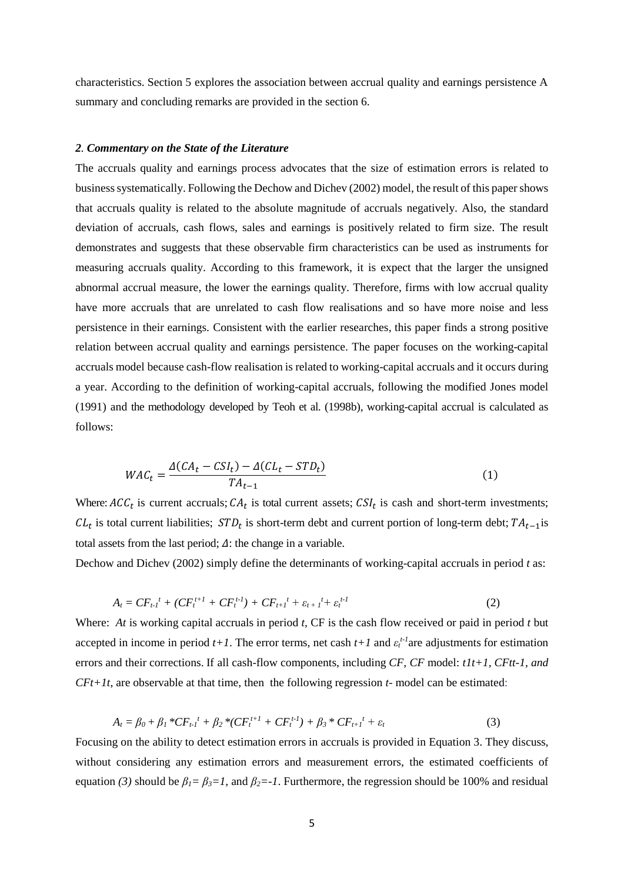characteristics. Section 5 explores the association between accrual quality and earnings persistence A summary and concluding remarks are provided in the section 6.

## *2. Commentary on the State of the Literature*

The accruals quality and earnings process advocates that the size of estimation errors is related to business systematically. Following the Dechow and Dichev (2002) model, the result of this paper shows that accruals quality is related to the absolute magnitude of accruals negatively. Also, the standard deviation of accruals, cash flows, sales and earnings is positively related to firm size. The result demonstrates and suggests that these observable firm characteristics can be used as instruments for measuring accruals quality. According to this framework, it is expect that the larger the unsigned abnormal accrual measure, the lower the earnings quality. Therefore, firms with low accrual quality have more accruals that are unrelated to cash flow realisations and so have more noise and less persistence in their earnings. Consistent with the earlier researches, this paper finds a strong positive relation between accrual quality and earnings persistence. The paper focuses on the working-capital accruals model because cash-flow realisation is related to working-capital accruals and it occurs during a year. According to the definition of working-capital accruals, following the modified Jones model (1991) and the methodology developed by Teoh et al. (1998b), working-capital accrual is calculated as follows:

$$WAC_t = \frac{\Delta(CA_t - CSI_t) - \Delta(CL_t - STD_t)}{TA_{t-1}} \tag{1}$$

Where: $ACC_t$ is current accruals; $CA_t$ is total current assets; $CSI_t$ is cash and short-term investments; $CL_t$ is total current liabilities; $STD_t$ is short-term debt and current portion of long-term debt; $TA_{t-1}$ is total assets from the last period; $\Delta$: the change in a variable.

Dechow and Dichev (2002) simply define the determinants of working-capital accruals in period *t* as:

$$A_t = CF_{t-1}^{\ t} + (CF_t^{\ t+1} + CF_t^{\ t-1}) + CF_{t+1}^{\ t} + \varepsilon_{t+1}^{\ t} + \varepsilon_t^{\ t-1} \tag{2}$$

Where: *At* is working capital accruals in period *t*, CF is the cash flow received or paid in period *t* but accepted in income in period *t+1*. The error terms, net cash *t+1* and $\varepsilon_t^{t-1}$ are adjustments for estimation errors and their corrections. If all cash-flow components, including *CF, CF* model: *t1t+1, CFtt-1, and CFt+1t*, are observable at that time, then the following regression *t*- model can be estimated:

$$A_t = \beta_0 + \beta_1 * CF_{t-1}^{\ t} + \beta_2 * (CF_t^{\ t+1} + CF_t^{\ t-1}) + \beta_3 * CF_{t+1}^{\ t} + \varepsilon_t \tag{3}$$

Focusing on the ability to detect estimation errors in accruals is provided in Equation 3. They discuss, without considering any estimation errors and measurement errors, the estimated coefficients of equation *(3)* should be $\beta_1 = \beta_3 = 1$, and $\beta_2 = -1$. Furthermore, the regression should be 100% and residual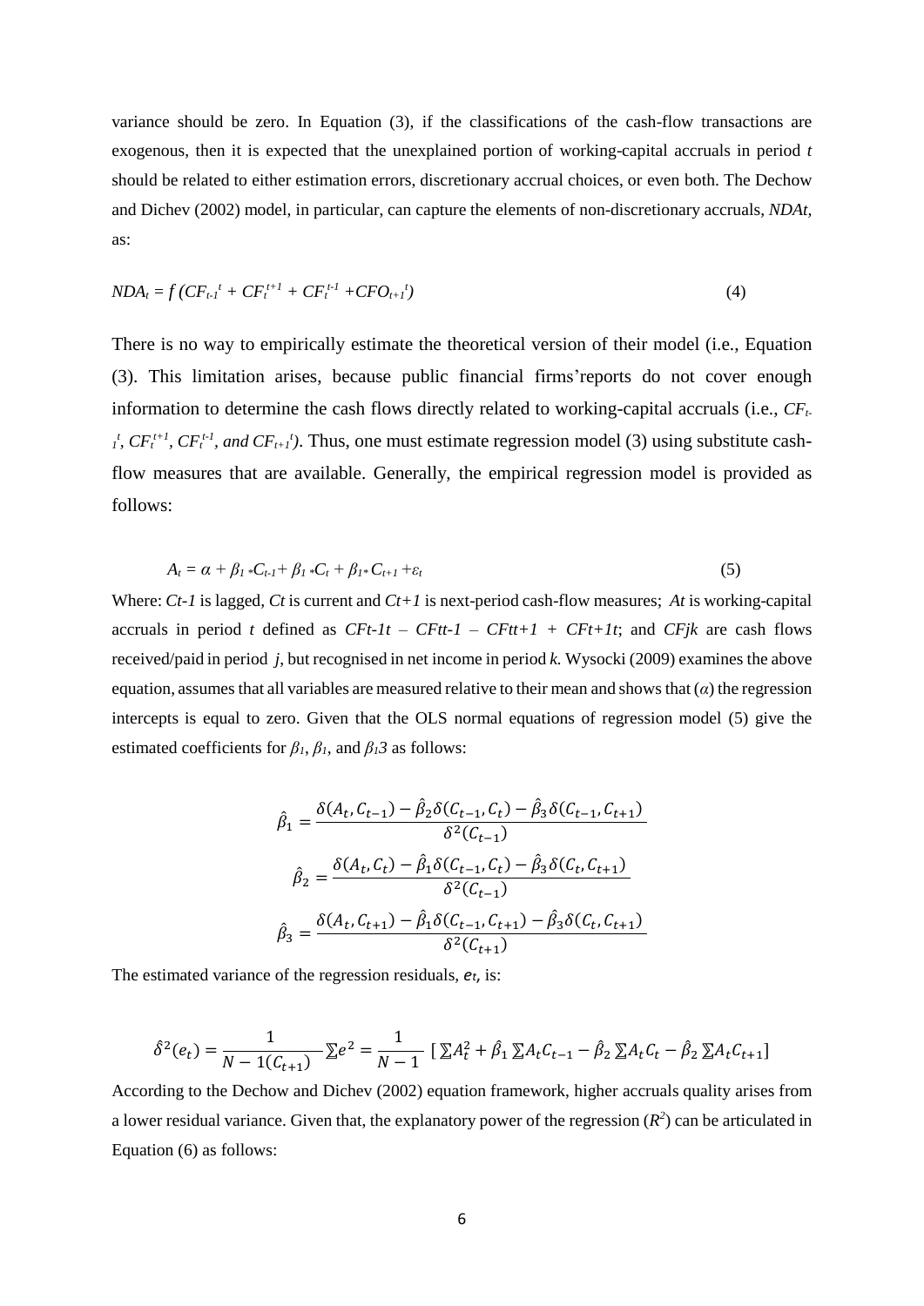variance should be zero. In Equation (3), if the classifications of the cash-flow transactions are exogenous, then it is expected that the unexplained portion of working-capital accruals in period *t* should be related to either estimation errors, discretionary accrual choices, or even both. The Dechow and Dichev (2002) model, in particular, can capture the elements of non-discretionary accruals, *NDAt*, as:

$$NDA_t = f\,(CF_{t-1}{}^{t} + CF_t{}^{t+1} + CF_t{}^{t-1} + CFO_{t+1}{}^{t}) \tag{4}$$

There is no way to empirically estimate the theoretical version of their model (i.e., Equation (3). This limitation arises, because public financial firms'reports do not cover enough information to determine the cash flows directly related to working-capital accruals (i.e., $CF_{t-1}{}^{t}$, $CF_t{}^{t+1}$, $CF_t{}^{t-1}$, *and* $CF_{t+1}{}^{t}$). Thus, one must estimate regression model (3) using substitute cash-flow measures that are available. Generally, the empirical regression model is provided as follows:

$$A_t = \alpha + \beta_1 * C_{t-1} + \beta_1 * C_t + \beta_1 * C_{t+1} + \varepsilon_t \tag{5}$$

Where: *Ct-1* is lagged, *Ct* is current and *Ct+1* is next-period cash-flow measures; *At* is working-capital accruals in period *t* defined as *CFt-1t – CFtt-1 – CFtt+1 + CFt+1t*; and *CFjk* are cash flows received/paid in period *j*, but recognised in net income in period *k.* Wysocki (2009) examines the above equation, assumes that all variables are measured relative to their mean and shows that ($\alpha$) the regression intercepts is equal to zero. Given that the OLS normal equations of regression model (5) give the estimated coefficients for $\beta_1$, $\beta_1$, and $\beta_1 3$ as follows:

$$\hat{\beta}_1 = \frac{\delta(A_t, C_{t-1}) - \hat{\beta}_2 \delta(C_{t-1}, C_t) - \hat{\beta}_3 \delta(C_{t-1}, C_{t+1})}{\delta^2(C_{t-1})}$$

$$\hat{\beta}_2 = \frac{\delta(A_t, C_t) - \hat{\beta}_1 \delta(C_{t-1}, C_t) - \hat{\beta}_3 \delta(C_t, C_{t+1})}{\delta^2(C_{t-1})}$$

$$\hat{\beta}_3 = \frac{\delta(A_t, C_{t+1}) - \hat{\beta}_1 \delta(C_{t-1}, C_{t+1}) - \hat{\beta}_3 \delta(C_t, C_{t+1})}{\delta^2(C_{t+1})}$$

The estimated variance of the regression residuals, $e_t$, is:

$$\hat{\delta}^2(e_t) = \frac{1}{N - 1(C_{t+1})} \sum e^2 = \frac{1}{N-1} \left[ \sum A_t^2 + \hat{\beta}_1 \sum A_t C_{t-1} - \hat{\beta}_2 \sum A_t C_t - \hat{\beta}_2 \sum A_t C_{t+1} \right]$$

According to the Dechow and Dichev (2002) equation framework, higher accruals quality arises from a lower residual variance. Given that, the explanatory power of the regression ($R^2$) can be articulated in Equation (6) as follows: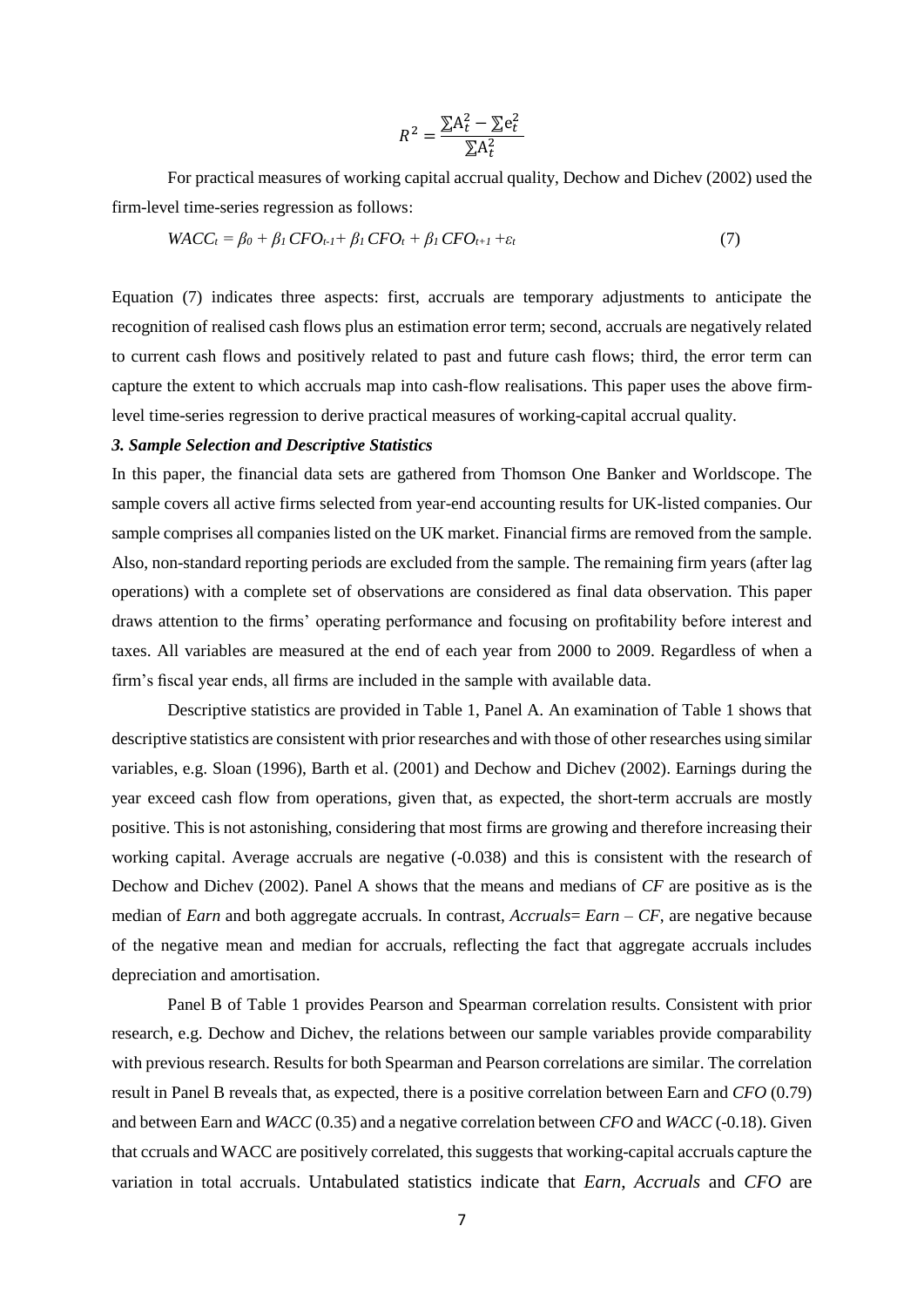$$R^2 = \frac{\sum A_t^2 - \sum e_t^2}{\sum A_t^2}$$

For practical measures of working capital accrual quality, Dechow and Dichev (2002) used the firm-level time-series regression as follows:

$$WACC_t = \beta_0 + \beta_1\,CFO_{t-1} + \beta_1\,CFO_t + \beta_1\,CFO_{t+1} + \varepsilon_t \tag{7}$$

Equation (7) indicates three aspects: first, accruals are temporary adjustments to anticipate the recognition of realised cash flows plus an estimation error term; second, accruals are negatively related to current cash flows and positively related to past and future cash flows; third, the error term can capture the extent to which accruals map into cash-flow realisations. This paper uses the above firm-level time-series regression to derive practical measures of working-capital accrual quality.

### *3. Sample Selection and Descriptive Statistics*

In this paper, the financial data sets are gathered from Thomson One Banker and Worldscope. The sample covers all active firms selected from year-end accounting results for UK-listed companies. Our sample comprises all companies listed on the UK market. Financial firms are removed from the sample. Also, non-standard reporting periods are excluded from the sample. The remaining firm years (after lag operations) with a complete set of observations are considered as final data observation. This paper draws attention to the firms' operating performance and focusing on profitability before interest and taxes. All variables are measured at the end of each year from 2000 to 2009. Regardless of when a firm's fiscal year ends, all firms are included in the sample with available data.

Descriptive statistics are provided in Table 1, Panel A. An examination of Table 1 shows that descriptive statistics are consistent with prior researches and with those of other researches using similar variables, e.g. Sloan (1996), Barth et al. (2001) and Dechow and Dichev (2002). Earnings during the year exceed cash flow from operations, given that, as expected, the short-term accruals are mostly positive. This is not astonishing, considering that most firms are growing and therefore increasing their working capital. Average accruals are negative (-0.038) and this is consistent with the research of Dechow and Dichev (2002). Panel A shows that the means and medians of *CF* are positive as is the median of *Earn* and both aggregate accruals. In contrast, *Accruals*= *Earn* – *CF*, are negative because of the negative mean and median for accruals, reflecting the fact that aggregate accruals includes depreciation and amortisation.

Panel B of Table 1 provides Pearson and Spearman correlation results. Consistent with prior research, e.g. Dechow and Dichev, the relations between our sample variables provide comparability with previous research. Results for both Spearman and Pearson correlations are similar. The correlation result in Panel B reveals that, as expected, there is a positive correlation between Earn and *CFO* (0.79) and between Earn and *WACC* (0.35) and a negative correlation between *CFO* and *WACC* (-0.18). Given that ccruals and WACC are positively correlated, this suggests that working-capital accruals capture the variation in total accruals. Untabulated statistics indicate that *Earn*, *Accruals* and *CFO* are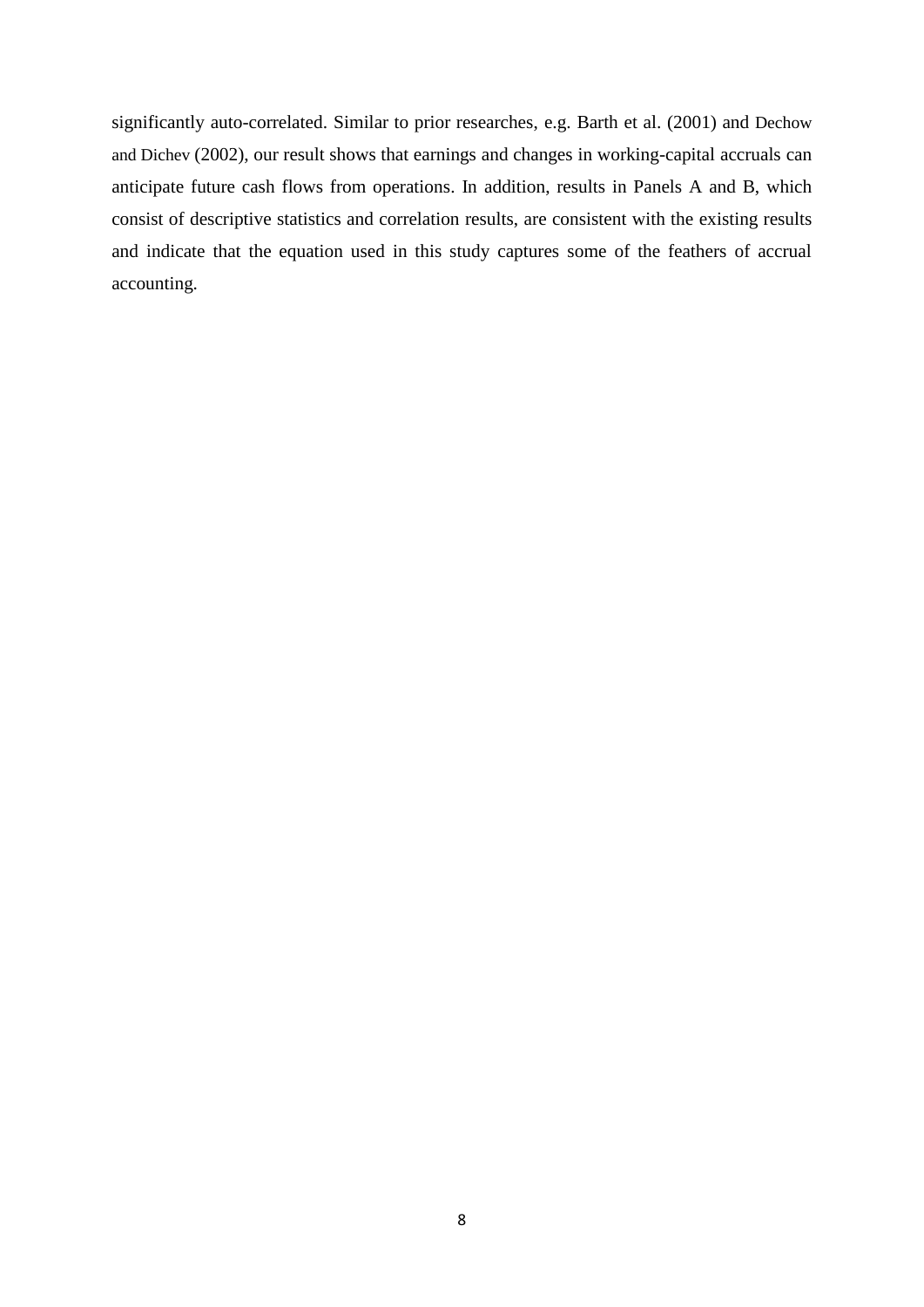significantly auto-correlated. Similar to prior researches, e.g. Barth et al. (2001) and Dechow and Dichev (2002), our result shows that earnings and changes in working-capital accruals can anticipate future cash flows from operations. In addition, results in Panels A and B, which consist of descriptive statistics and correlation results, are consistent with the existing results and indicate that the equation used in this study captures some of the feathers of accrual accounting.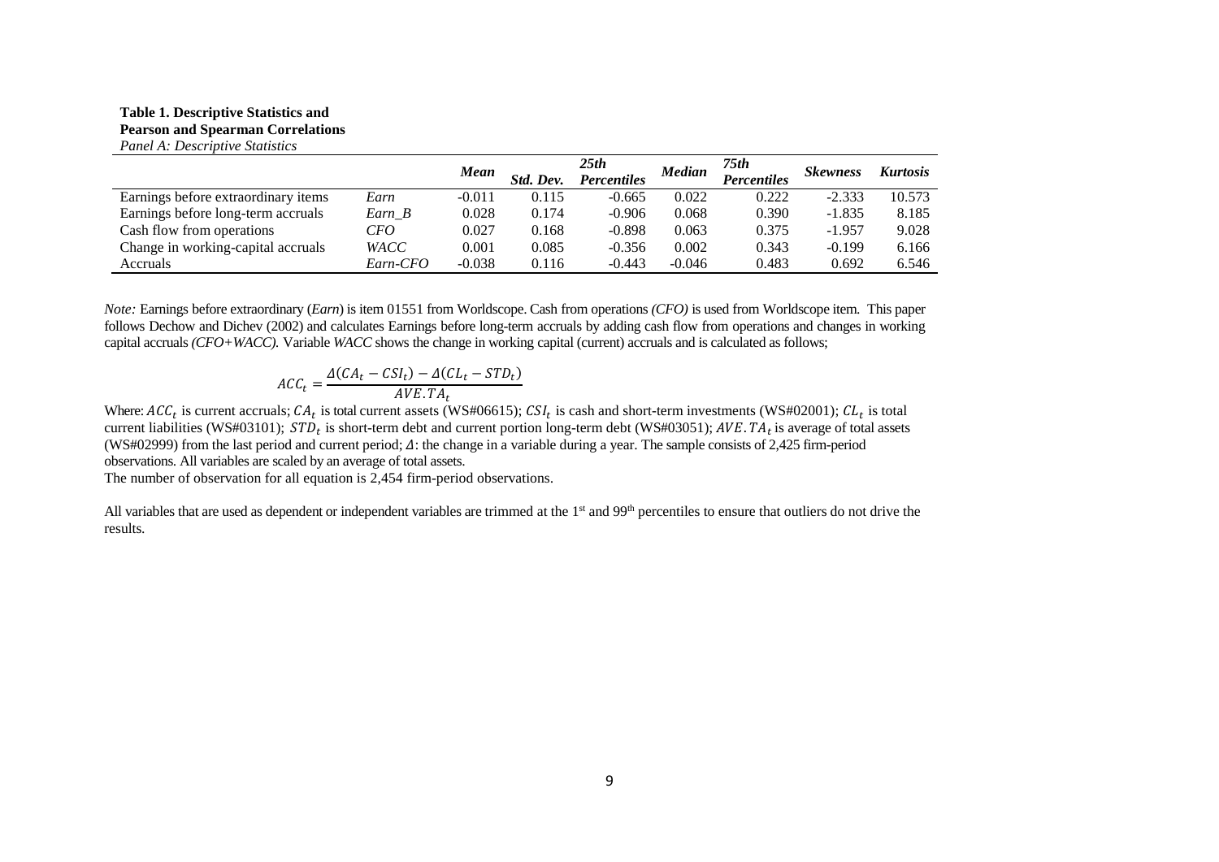**Table 1. Descriptive Statistics and Pearson and Spearman Correlations**

*Panel A: Descriptive Statistics*

| | | *Mean* | *Std. Dev.* | *25th Percentiles* | *Median* | *75th Percentiles* | *Skewness* | *Kurtosis* |
|---|---|---|---|---|---|---|---|---|
| Earnings before extraordinary items | *Earn* | -0.011 | 0.115 | -0.665 | 0.022 | 0.222 | -2.333 | 10.573 |
| Earnings before long-term accruals | *Earn_B* | 0.028 | 0.174 | -0.906 | 0.068 | 0.390 | -1.835 | 8.185 |
| Cash flow from operations | *CFO* | 0.027 | 0.168 | -0.898 | 0.063 | 0.375 | -1.957 | 9.028 |
| Change in working-capital accruals | *WACC* | 0.001 | 0.085 | -0.356 | 0.002 | 0.343 | -0.199 | 6.166 |
| Accruals | *Earn-CFO* | -0.038 | 0.116 | -0.443 | -0.046 | 0.483 | 0.692 | 6.546 |

*Note:* Earnings before extraordinary (*Earn*) is item 01551 from Worldscope. Cash from operations *(CFO)* is used from Worldscope item. This paper follows Dechow and Dichev (2002) and calculates Earnings before long-term accruals by adding cash flow from operations and changes in working capital accruals *(CFO+WACC).* Variable *WACC* shows the change in working capital (current) accruals and is calculated as follows;

$$ACC_t = \frac{\Delta(CA_t - CSI_t) - \Delta(CL_t - STD_t)}{AVE.TA_t}$$

Where: $ACC_t$ is current accruals; $CA_t$ is total current assets (WS#06615); $CSI_t$ is cash and short-term investments (WS#02001); $CL_t$ is total current liabilities (WS#03101); $STD_t$ is short-term debt and current portion long-term debt (WS#03051); $AVE.TA_t$ is average of total assets (WS#02999) from the last period and current period; $\Delta$: the change in a variable during a year. The sample consists of 2,425 firm-period observations. All variables are scaled by an average of total assets.

The number of observation for all equation is 2,454 firm-period observations.

All variables that are used as dependent or independent variables are trimmed at the 1st and 99th percentiles to ensure that outliers do not drive the results.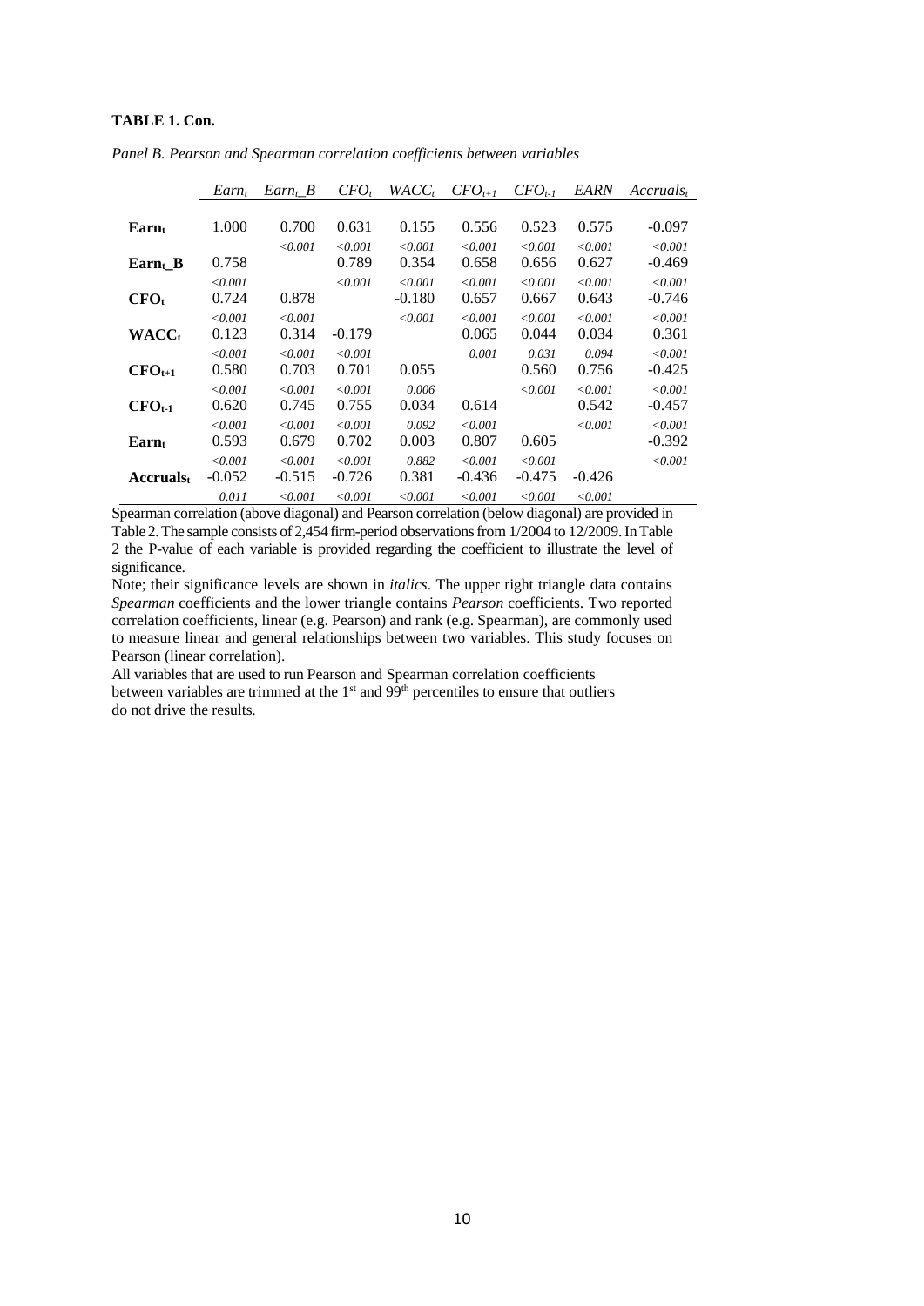**TABLE 1. Con.**

*Panel B. Pearson and Spearman correlation coefficients between variables*

| | $Earn_t$ | $Earn_t\_B$ | $CFO_t$ | $WACC_t$ | $CFO_{t+1}$ | $CFO_{t-1}$ | $EARN$ | $Accruals_t$ |
|---|---|---|---|---|---|---|---|---|
| **$Earn_t$** | 1.000 | 0.700 | 0.631 | 0.155 | 0.556 | 0.523 | 0.575 | -0.097 |
| | | *<0.001* | *<0.001* | *<0.001* | *<0.001* | *<0.001* | *<0.001* | *<0.001* |
| **$Earn_t\_B$** | 0.758 | | 0.789 | 0.354 | 0.658 | 0.656 | 0.627 | -0.469 |
| | *<0.001* | | *<0.001* | *<0.001* | *<0.001* | *<0.001* | *<0.001* | *<0.001* |
| **$CFO_t$** | 0.724 | 0.878 | | -0.180 | 0.657 | 0.667 | 0.643 | -0.746 |
| | *<0.001* | *<0.001* | | *<0.001* | *<0.001* | *<0.001* | *<0.001* | *<0.001* |
| **$WACC_t$** | 0.123 | 0.314 | -0.179 | | 0.065 | 0.044 | 0.034 | 0.361 |
| | *<0.001* | *<0.001* | *<0.001* | | *0.001* | *0.031* | *0.094* | *<0.001* |
| **$CFO_{t+1}$** | 0.580 | 0.703 | 0.701 | 0.055 | | 0.560 | 0.756 | -0.425 |
| | *<0.001* | *<0.001* | *<0.001* | *0.006* | | *<0.001* | *<0.001* | *<0.001* |
| **$CFO_{t-1}$** | 0.620 | 0.745 | 0.755 | 0.034 | 0.614 | | 0.542 | -0.457 |
| | *<0.001* | *<0.001* | *<0.001* | *0.092* | *<0.001* | | *<0.001* | *<0.001* |
| **$Earn_t$** | 0.593 | 0.679 | 0.702 | 0.003 | 0.807 | 0.605 | | -0.392 |
| | *<0.001* | *<0.001* | *<0.001* | *0.882* | *<0.001* | *<0.001* | | *<0.001* |
| **$Accruals_t$** | -0.052 | -0.515 | -0.726 | 0.381 | -0.436 | -0.475 | -0.426 | |
| | *0.011* | *<0.001* | *<0.001* | *<0.001* | *<0.001* | *<0.001* | *<0.001* | |

Spearman correlation (above diagonal) and Pearson correlation (below diagonal) are provided in Table 2. The sample consists of 2,454 firm-period observations from 1/2004 to 12/2009. In Table 2 the P-value of each variable is provided regarding the coefficient to illustrate the level of significance.

Note; their significance levels are shown in *italics*. The upper right triangle data contains *Spearman* coefficients and the lower triangle contains *Pearson* coefficients. Two reported correlation coefficients, linear (e.g. Pearson) and rank (e.g. Spearman), are commonly used to measure linear and general relationships between two variables. This study focuses on Pearson (linear correlation).

All variables that are used to run Pearson and Spearman correlation coefficients between variables are trimmed at the 1st and 99th percentiles to ensure that outliers do not drive the results.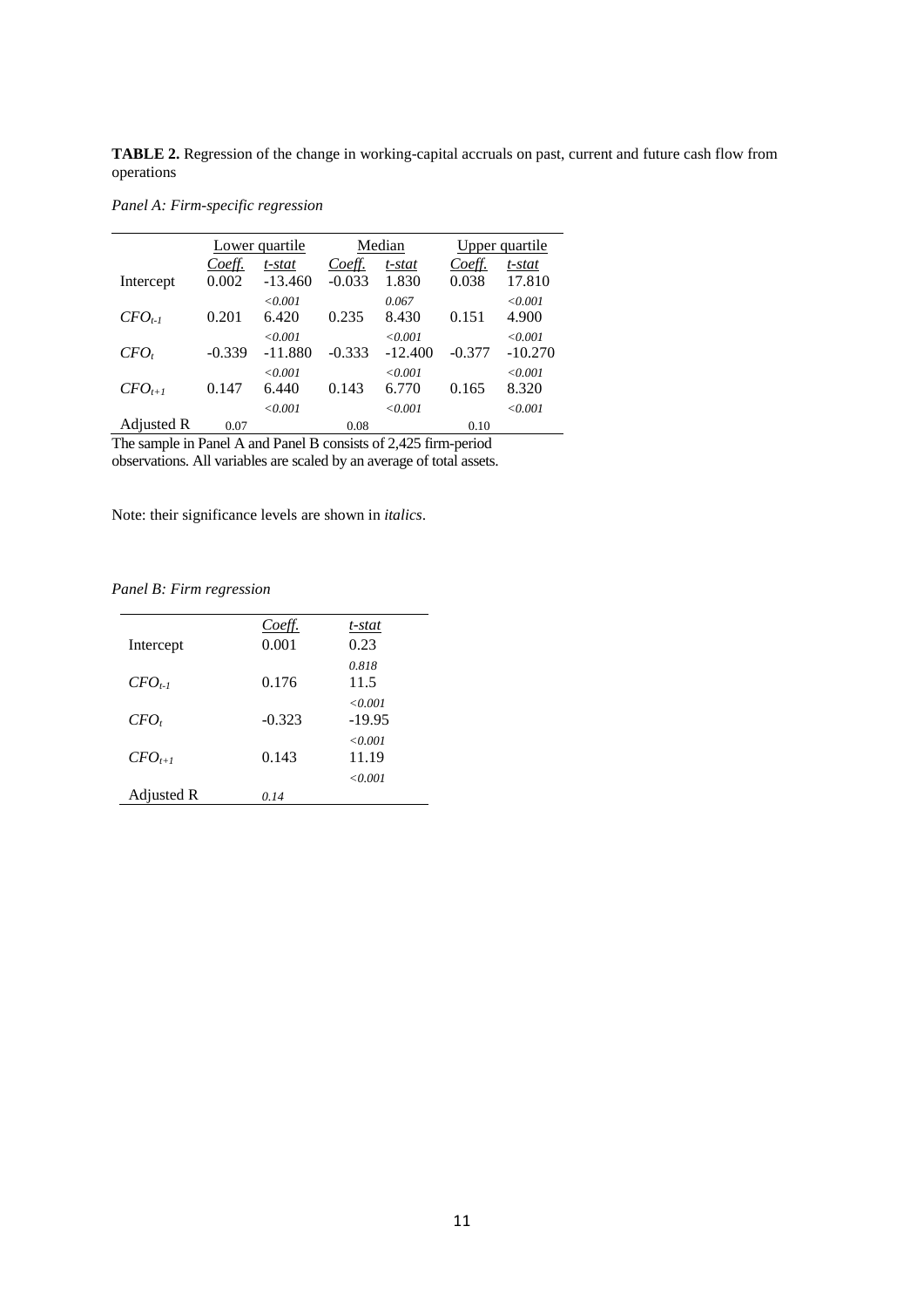**TABLE 2.** Regression of the change in working-capital accruals on past, current and future cash flow from operations

*Panel A: Firm-specific regression*

| | Lower quartile | | Median | | Upper quartile | |
|---|---|---|---|---|---|---|
| | *Coeff.* | *t-stat* | *Coeff.* | *t-stat* | *Coeff.* | *t-stat* |
| Intercept | 0.002 | -13.460 | -0.033 | 1.830 | 0.038 | 17.810 |
| | | *<0.001* | | *0.067* | | *<0.001* |
| $CFO_{t-1}$ | 0.201 | 6.420 | 0.235 | 8.430 | 0.151 | 4.900 |
| | | *<0.001* | | *<0.001* | | *<0.001* |
| $CFO_t$ | -0.339 | -11.880 | -0.333 | -12.400 | -0.377 | -10.270 |
| | | *<0.001* | | *<0.001* | | *<0.001* |
| $CFO_{t+1}$ | 0.147 | 6.440 | 0.143 | 6.770 | 0.165 | 8.320 |
| | | *<0.001* | | *<0.001* | | *<0.001* |
| Adjusted R | 0.07 | | 0.08 | | 0.10 | |

The sample in Panel A and Panel B consists of 2,425 firm-period observations. All variables are scaled by an average of total assets.

Note: their significance levels are shown in *italics*.

*Panel B: Firm regression*

| | *Coeff.* | *t-stat* |
|---|---|---|
| Intercept | 0.001 | 0.23 |
| | | *0.818* |
| $CFO_{t-1}$ | 0.176 | 11.5 |
| | | *<0.001* |
| $CFO_t$ | -0.323 | -19.95 |
| | | *<0.001* |
| $CFO_{t+1}$ | 0.143 | 11.19 |
| | | *<0.001* |
| Adjusted R | *0.14* | |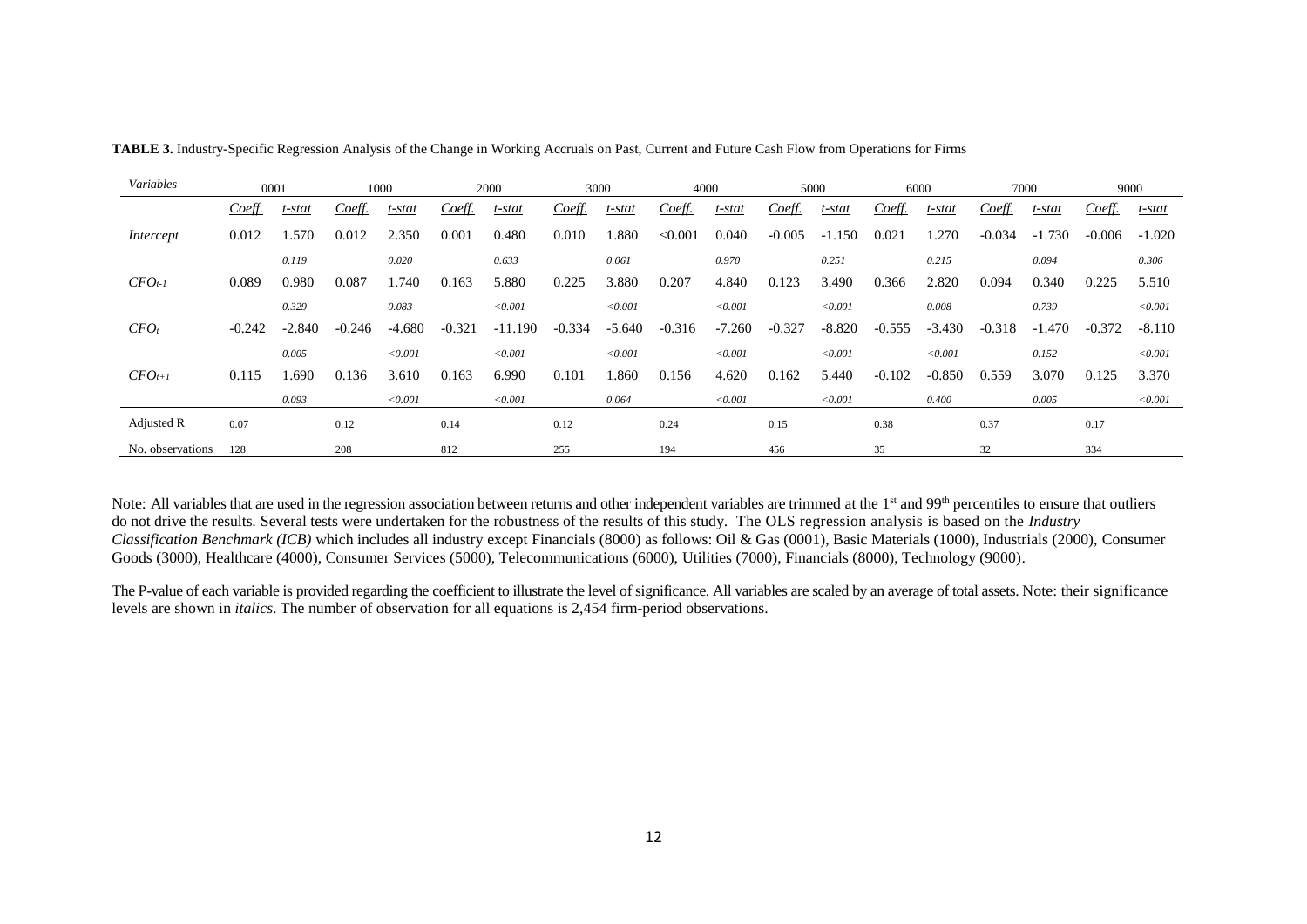**TABLE 3.** Industry-Specific Regression Analysis of the Change in Working Accruals on Past, Current and Future Cash Flow from Operations for Firms

| *Variables* | 0001 | | 1000 | | 2000 | | 3000 | | 4000 | | 5000 | | 6000 | | 7000 | | 9000 | |
|---|---|---|---|---|---|---|---|---|---|---|---|---|---|---|---|---|---|---|
| | Coeff. | t-stat | Coeff. | t-stat | Coeff. | t-stat | Coeff. | t-stat | Coeff. | t-stat | Coeff. | t-stat | Coeff. | t-stat | Coeff. | t-stat | Coeff. | t-stat |
| *Intercept* | 0.012 | 1.570 | 0.012 | 2.350 | 0.001 | 0.480 | 0.010 | 1.880 | <0.001 | 0.040 | -0.005 | -1.150 | 0.021 | 1.270 | -0.034 | -1.730 | -0.006 | -1.020 |
| | | *0.119* | | *0.020* | | *0.633* | | *0.061* | | *0.970* | | *0.251* | | *0.215* | | *0.094* | | *0.306* |
| $CFO_{t-1}$ | 0.089 | 0.980 | 0.087 | 1.740 | 0.163 | 5.880 | 0.225 | 3.880 | 0.207 | 4.840 | 0.123 | 3.490 | 0.366 | 2.820 | 0.094 | 0.340 | 0.225 | 5.510 |
| | | *0.329* | | *0.083* | | *<0.001* | | *<0.001* | | *<0.001* | | *<0.001* | | *0.008* | | *0.739* | | *<0.001* |
| $CFO_t$ | -0.242 | -2.840 | -0.246 | -4.680 | -0.321 | -11.190 | -0.334 | -5.640 | -0.316 | -7.260 | -0.327 | -8.820 | -0.555 | -3.430 | -0.318 | -1.470 | -0.372 | -8.110 |
| | | *0.005* | | *<0.001* | | *<0.001* | | *<0.001* | | *<0.001* | | *<0.001* | | *<0.001* | | *0.152* | | *<0.001* |
| $CFO_{t+1}$ | 0.115 | 1.690 | 0.136 | 3.610 | 0.163 | 6.990 | 0.101 | 1.860 | 0.156 | 4.620 | 0.162 | 5.440 | -0.102 | -0.850 | 0.559 | 3.070 | 0.125 | 3.370 |
| | | *0.093* | | *<0.001* | | *<0.001* | | *0.064* | | *<0.001* | | *<0.001* | | *0.400* | | *0.005* | | *<0.001* |
| Adjusted R | 0.07 | | 0.12 | | 0.14 | | 0.12 | | 0.24 | | 0.15 | | 0.38 | | 0.37 | | 0.17 | |
| No. observations | 128 | | 208 | | 812 | | 255 | | 194 | | 456 | | 35 | | 32 | | 334 | |

Note: All variables that are used in the regression association between returns and other independent variables are trimmed at the 1st and 99th percentiles to ensure that outliers do not drive the results. Several tests were undertaken for the robustness of the results of this study. The OLS regression analysis is based on the *Industry Classification Benchmark (ICB)* which includes all industry except Financials (8000) as follows: Oil & Gas (0001), Basic Materials (1000), Industrials (2000), Consumer Goods (3000), Healthcare (4000), Consumer Services (5000), Telecommunications (6000), Utilities (7000), Financials (8000), Technology (9000).

The P-value of each variable is provided regarding the coefficient to illustrate the level of significance. All variables are scaled by an average of total assets. Note: their significance levels are shown in *italics*. The number of observation for all equations is 2,454 firm-period observations.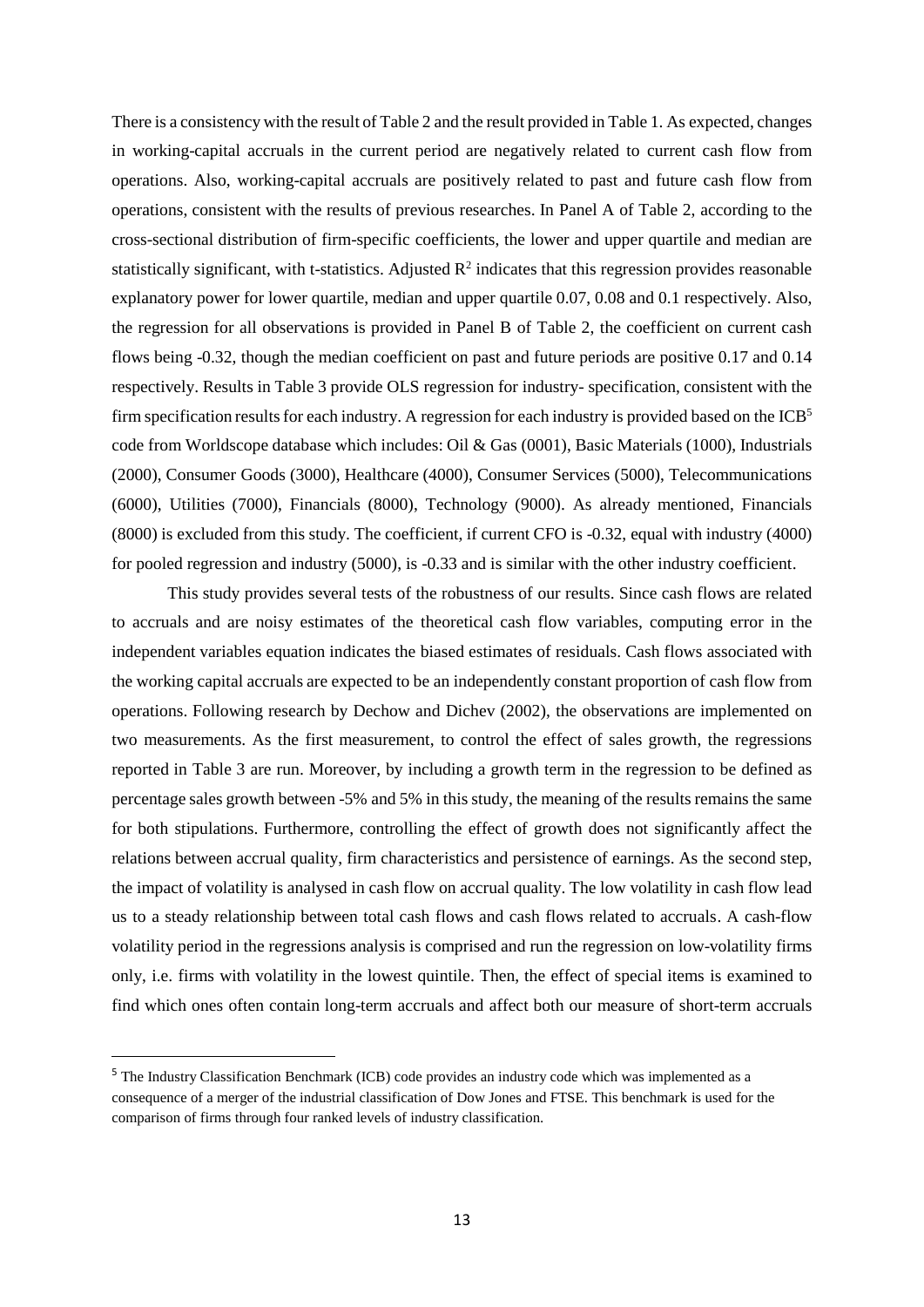There is a consistency with the result of Table 2 and the result provided in Table 1. As expected, changes in working-capital accruals in the current period are negatively related to current cash flow from operations. Also, working-capital accruals are positively related to past and future cash flow from operations, consistent with the results of previous researches. In Panel A of Table 2, according to the cross-sectional distribution of firm-specific coefficients, the lower and upper quartile and median are statistically significant, with t-statistics. Adjusted $R^2$ indicates that this regression provides reasonable explanatory power for lower quartile, median and upper quartile 0.07, 0.08 and 0.1 respectively. Also, the regression for all observations is provided in Panel B of Table 2, the coefficient on current cash flows being -0.32, though the median coefficient on past and future periods are positive 0.17 and 0.14 respectively. Results in Table 3 provide OLS regression for industry- specification, consistent with the firm specification results for each industry. A regression for each industry is provided based on the ICB[5] code from Worldscope database which includes: Oil & Gas (0001), Basic Materials (1000), Industrials (2000), Consumer Goods (3000), Healthcare (4000), Consumer Services (5000), Telecommunications (6000), Utilities (7000), Financials (8000), Technology (9000). As already mentioned, Financials (8000) is excluded from this study. The coefficient, if current CFO is -0.32, equal with industry (4000) for pooled regression and industry (5000), is -0.33 and is similar with the other industry coefficient.

This study provides several tests of the robustness of our results. Since cash flows are related to accruals and are noisy estimates of the theoretical cash flow variables, computing error in the independent variables equation indicates the biased estimates of residuals. Cash flows associated with the working capital accruals are expected to be an independently constant proportion of cash flow from operations. Following research by Dechow and Dichev (2002), the observations are implemented on two measurements. As the first measurement, to control the effect of sales growth, the regressions reported in Table 3 are run. Moreover, by including a growth term in the regression to be defined as percentage sales growth between -5% and 5% in this study, the meaning of the results remains the same for both stipulations. Furthermore, controlling the effect of growth does not significantly affect the relations between accrual quality, firm characteristics and persistence of earnings. As the second step, the impact of volatility is analysed in cash flow on accrual quality. The low volatility in cash flow lead us to a steady relationship between total cash flows and cash flows related to accruals. A cash-flow volatility period in the regressions analysis is comprised and run the regression on low-volatility firms only, i.e. firms with volatility in the lowest quintile. Then, the effect of special items is examined to find which ones often contain long-term accruals and affect both our measure of short-term accruals

[5] The Industry Classification Benchmark (ICB) code provides an industry code which was implemented as a consequence of a merger of the industrial classification of Dow Jones and FTSE. This benchmark is used for the comparison of firms through four ranked levels of industry classification.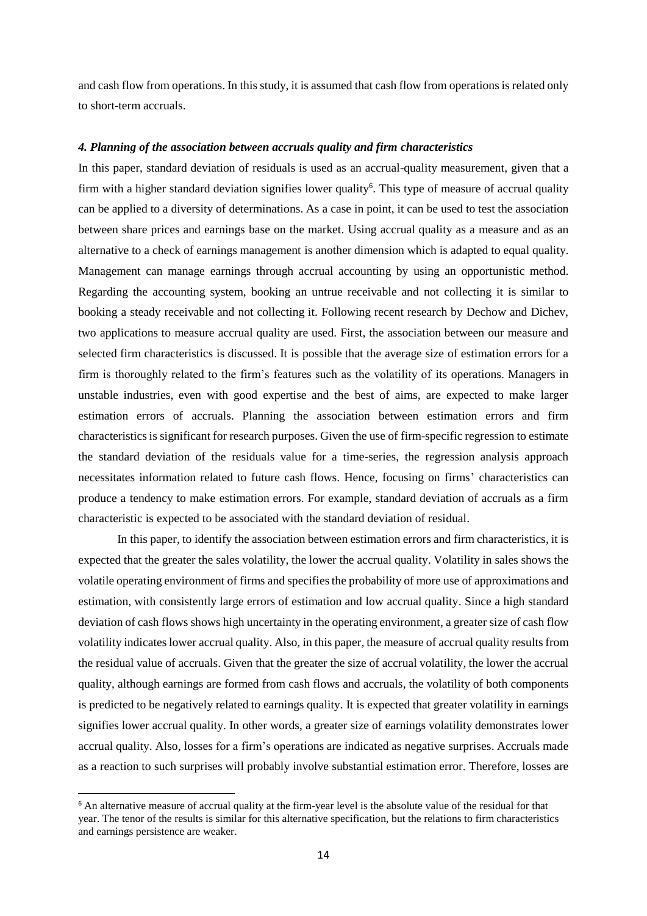and cash flow from operations. In this study, it is assumed that cash flow from operations is related only to short-term accruals.

### *4. Planning of the association between accruals quality and firm characteristics*

In this paper, standard deviation of residuals is used as an accrual-quality measurement, given that a firm with a higher standard deviation signifies lower quality[6]. This type of measure of accrual quality can be applied to a diversity of determinations. As a case in point, it can be used to test the association between share prices and earnings base on the market. Using accrual quality as a measure and as an alternative to a check of earnings management is another dimension which is adapted to equal quality. Management can manage earnings through accrual accounting by using an opportunistic method. Regarding the accounting system, booking an untrue receivable and not collecting it is similar to booking a steady receivable and not collecting it. Following recent research by Dechow and Dichev, two applications to measure accrual quality are used. First, the association between our measure and selected firm characteristics is discussed. It is possible that the average size of estimation errors for a firm is thoroughly related to the firm's features such as the volatility of its operations. Managers in unstable industries, even with good expertise and the best of aims, are expected to make larger estimation errors of accruals. Planning the association between estimation errors and firm characteristics is significant for research purposes. Given the use of firm-specific regression to estimate the standard deviation of the residuals value for a time-series, the regression analysis approach necessitates information related to future cash flows. Hence, focusing on firms' characteristics can produce a tendency to make estimation errors. For example, standard deviation of accruals as a firm characteristic is expected to be associated with the standard deviation of residual.

In this paper, to identify the association between estimation errors and firm characteristics, it is expected that the greater the sales volatility, the lower the accrual quality. Volatility in sales shows the volatile operating environment of firms and specifies the probability of more use of approximations and estimation, with consistently large errors of estimation and low accrual quality. Since a high standard deviation of cash flows shows high uncertainty in the operating environment, a greater size of cash flow volatility indicates lower accrual quality. Also, in this paper, the measure of accrual quality results from the residual value of accruals. Given that the greater the size of accrual volatility, the lower the accrual quality, although earnings are formed from cash flows and accruals, the volatility of both components is predicted to be negatively related to earnings quality. It is expected that greater volatility in earnings signifies lower accrual quality. In other words, a greater size of earnings volatility demonstrates lower accrual quality. Also, losses for a firm's operations are indicated as negative surprises. Accruals made as a reaction to such surprises will probably involve substantial estimation error. Therefore, losses are

[6] An alternative measure of accrual quality at the firm-year level is the absolute value of the residual for that year. The tenor of the results is similar for this alternative specification, but the relations to firm characteristics and earnings persistence are weaker.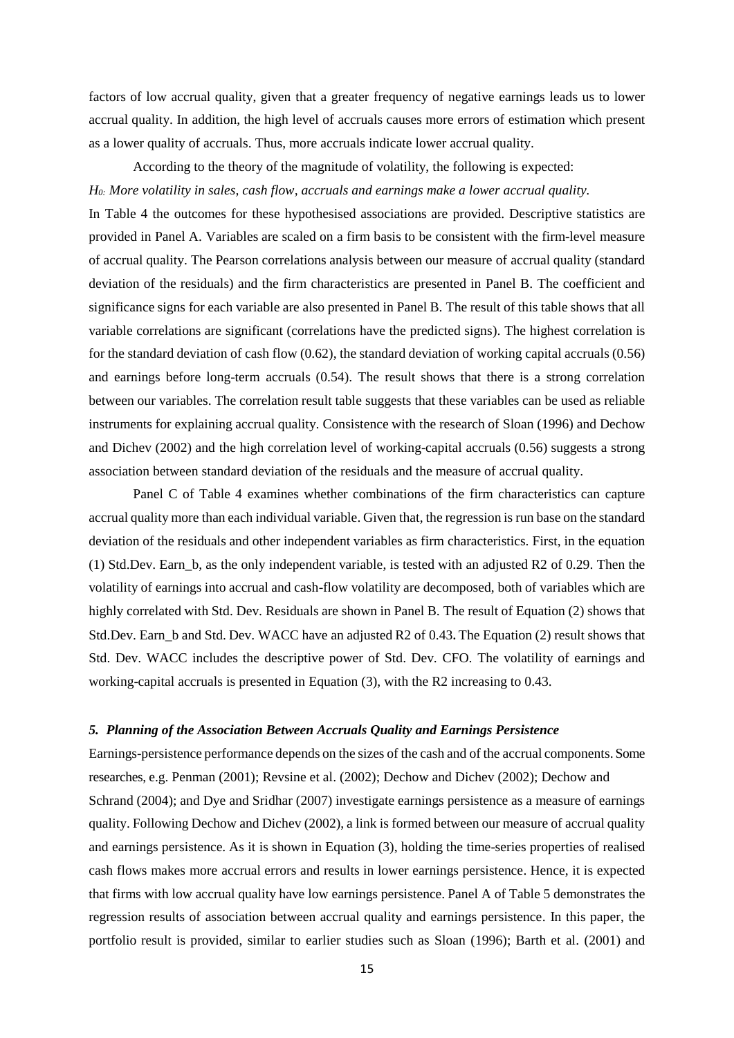factors of low accrual quality, given that a greater frequency of negative earnings leads us to lower accrual quality. In addition, the high level of accruals causes more errors of estimation which present as a lower quality of accruals. Thus, more accruals indicate lower accrual quality.

According to the theory of the magnitude of volatility, the following is expected:

*$H_0$: More volatility in sales, cash flow, accruals and earnings make a lower accrual quality.*

In Table 4 the outcomes for these hypothesised associations are provided. Descriptive statistics are provided in Panel A. Variables are scaled on a firm basis to be consistent with the firm-level measure of accrual quality. The Pearson correlations analysis between our measure of accrual quality (standard deviation of the residuals) and the firm characteristics are presented in Panel B. The coefficient and significance signs for each variable are also presented in Panel B. The result of this table shows that all variable correlations are significant (correlations have the predicted signs). The highest correlation is for the standard deviation of cash flow (0.62), the standard deviation of working capital accruals (0.56) and earnings before long-term accruals (0.54). The result shows that there is a strong correlation between our variables. The correlation result table suggests that these variables can be used as reliable instruments for explaining accrual quality. Consistence with the research of Sloan (1996) and Dechow and Dichev (2002) and the high correlation level of working-capital accruals (0.56) suggests a strong association between standard deviation of the residuals and the measure of accrual quality.

Panel C of Table 4 examines whether combinations of the firm characteristics can capture accrual quality more than each individual variable. Given that, the regression is run base on the standard deviation of the residuals and other independent variables as firm characteristics. First, in the equation (1) Std.Dev. Earn_b, as the only independent variable, is tested with an adjusted R2 of 0.29. Then the volatility of earnings into accrual and cash-flow volatility are decomposed, both of variables which are highly correlated with Std. Dev. Residuals are shown in Panel B. The result of Equation (2) shows that Std.Dev. Earn_b and Std. Dev. WACC have an adjusted R2 of 0.43. The Equation (2) result shows that Std. Dev. WACC includes the descriptive power of Std. Dev. CFO. The volatility of earnings and working-capital accruals is presented in Equation (3), with the R2 increasing to 0.43.

### *5. Planning of the Association Between Accruals Quality and Earnings Persistence*

Earnings-persistence performance depends on the sizes of the cash and of the accrual components. Some researches, e.g. Penman (2001); Revsine et al. (2002); Dechow and Dichev (2002); Dechow and Schrand (2004); and Dye and Sridhar (2007) investigate earnings persistence as a measure of earnings quality. Following Dechow and Dichev (2002), a link is formed between our measure of accrual quality and earnings persistence. As it is shown in Equation (3), holding the time-series properties of realised cash flows makes more accrual errors and results in lower earnings persistence. Hence, it is expected that firms with low accrual quality have low earnings persistence. Panel A of Table 5 demonstrates the regression results of association between accrual quality and earnings persistence. In this paper, the portfolio result is provided, similar to earlier studies such as Sloan (1996); Barth et al. (2001) and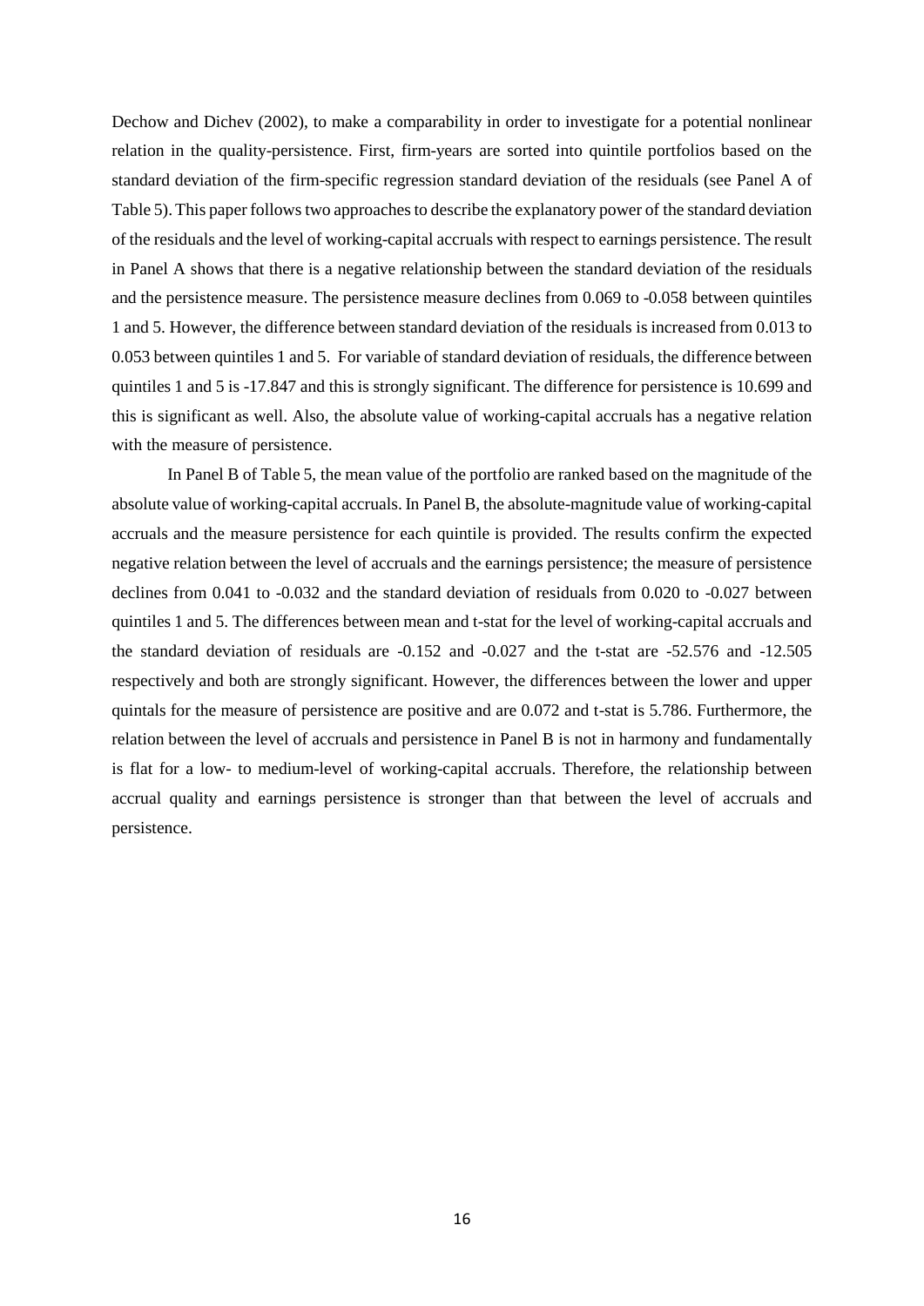Dechow and Dichev (2002), to make a comparability in order to investigate for a potential nonlinear relation in the quality-persistence. First, firm-years are sorted into quintile portfolios based on the standard deviation of the firm-specific regression standard deviation of the residuals (see Panel A of Table 5). This paper follows two approaches to describe the explanatory power of the standard deviation of the residuals and the level of working-capital accruals with respect to earnings persistence. The result in Panel A shows that there is a negative relationship between the standard deviation of the residuals and the persistence measure. The persistence measure declines from 0.069 to -0.058 between quintiles 1 and 5. However, the difference between standard deviation of the residuals is increased from 0.013 to 0.053 between quintiles 1 and 5. For variable of standard deviation of residuals, the difference between quintiles 1 and 5 is -17.847 and this is strongly significant. The difference for persistence is 10.699 and this is significant as well. Also, the absolute value of working-capital accruals has a negative relation with the measure of persistence.

In Panel B of Table 5, the mean value of the portfolio are ranked based on the magnitude of the absolute value of working-capital accruals. In Panel B, the absolute-magnitude value of working-capital accruals and the measure persistence for each quintile is provided. The results confirm the expected negative relation between the level of accruals and the earnings persistence; the measure of persistence declines from 0.041 to -0.032 and the standard deviation of residuals from 0.020 to -0.027 between quintiles 1 and 5. The differences between mean and t-stat for the level of working-capital accruals and the standard deviation of residuals are -0.152 and -0.027 and the t-stat are -52.576 and -12.505 respectively and both are strongly significant. However, the differences between the lower and upper quintals for the measure of persistence are positive and are 0.072 and t-stat is 5.786. Furthermore, the relation between the level of accruals and persistence in Panel B is not in harmony and fundamentally is flat for a low- to medium-level of working-capital accruals. Therefore, the relationship between accrual quality and earnings persistence is stronger than that between the level of accruals and persistence.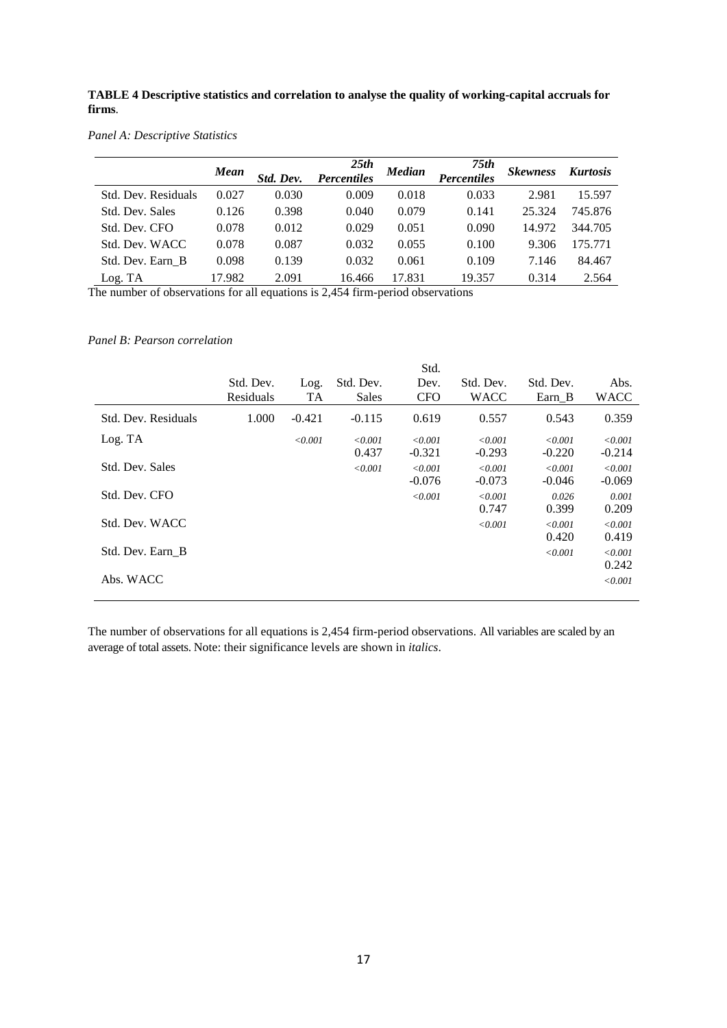**TABLE 4 Descriptive statistics and correlation to analyse the quality of working-capital accruals for firms**.

*Panel A: Descriptive Statistics*

| | ***Mean*** | ***Std. Dev.*** | ***25th Percentiles*** | ***Median*** | ***75th Percentiles*** | ***Skewness*** | ***Kurtosis*** |
|---|---|---|---|---|---|---|---|
| Std. Dev. Residuals | 0.027 | 0.030 | 0.009 | 0.018 | 0.033 | 2.981 | 15.597 |
| Std. Dev. Sales | 0.126 | 0.398 | 0.040 | 0.079 | 0.141 | 25.324 | 745.876 |
| Std. Dev. CFO | 0.078 | 0.012 | 0.029 | 0.051 | 0.090 | 14.972 | 344.705 |
| Std. Dev. WACC | 0.078 | 0.087 | 0.032 | 0.055 | 0.100 | 9.306 | 175.771 |
| Std. Dev. Earn_B | 0.098 | 0.139 | 0.032 | 0.061 | 0.109 | 7.146 | 84.467 |
| Log. TA | 17.982 | 2.091 | 16.466 | 17.831 | 19.357 | 0.314 | 2.564 |

The number of observations for all equations is 2,454 firm-period observations

*Panel B: Pearson correlation*

| | Std. Dev. Residuals | Log. TA | Std. Dev. Sales | Std. Dev. CFO | Std. Dev. WACC | Std. Dev. Earn_B | Abs. WACC |
|---|---|---|---|---|---|---|---|
| Std. Dev. Residuals | 1.000 | -0.421 | -0.115 | 0.619 | 0.557 | 0.543 | 0.359 |
| | | *<0.001* | *<0.001* | *<0.001* | *<0.001* | *<0.001* | *<0.001* |
| Log. TA | | | 0.437 | -0.321 | -0.293 | -0.220 | -0.214 |
| | | | *<0.001* | *<0.001* | *<0.001* | *<0.001* | *<0.001* |
| Std. Dev. Sales | | | | -0.076 | -0.073 | -0.046 | -0.069 |
| | | | | *<0.001* | *<0.001* | *0.026* | *0.001* |
| Std. Dev. CFO | | | | | 0.747 | 0.399 | 0.209 |
| | | | | | *<0.001* | *<0.001* | *<0.001* |
| Std. Dev. WACC | | | | | | 0.420 | 0.419 |
| | | | | | | *<0.001* | *<0.001* |
| Std. Dev. Earn_B | | | | | | | 0.242 |
| | | | | | | | *<0.001* |
| Abs. WACC | | | | | | | |

The number of observations for all equations is 2,454 firm-period observations. All variables are scaled by an average of total assets. Note: their significance levels are shown in *italics*.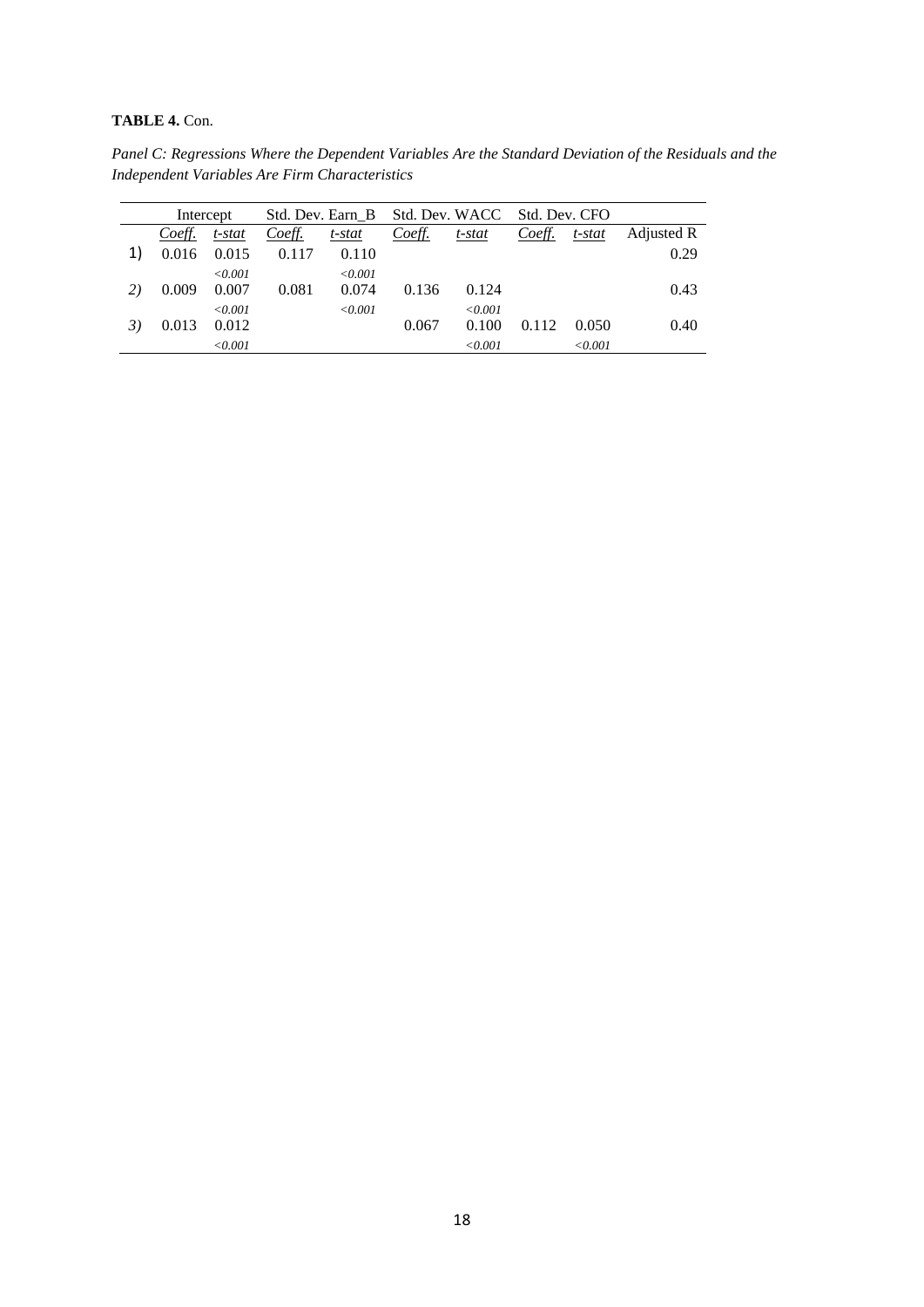**TABLE 4.** Con.

*Panel C: Regressions Where the Dependent Variables Are the Standard Deviation of the Residuals and the Independent Variables Are Firm Characteristics*

| | Intercept | | Std. Dev. Earn_B | | Std. Dev. WACC | | Std. Dev. CFO | | |
|---|---|---|---|---|---|---|---|---|---|
| | Coeff. | t-stat | Coeff. | t-stat | Coeff. | t-stat | Coeff. | t-stat | Adjusted R |
| 1) | 0.016 | 0.015 | 0.117 | 0.110 | | | | | 0.29 |
| | | *<0.001* | | *<0.001* | | | | | |
| 2) | 0.009 | 0.007 | 0.081 | 0.074 | 0.136 | 0.124 | | | 0.43 |
| | | *<0.001* | | *<0.001* | | *<0.001* | | | |
| 3) | 0.013 | 0.012 | | | 0.067 | 0.100 | 0.112 | 0.050 | 0.40 |
| | | *<0.001* | | | | *<0.001* | | *<0.001* | |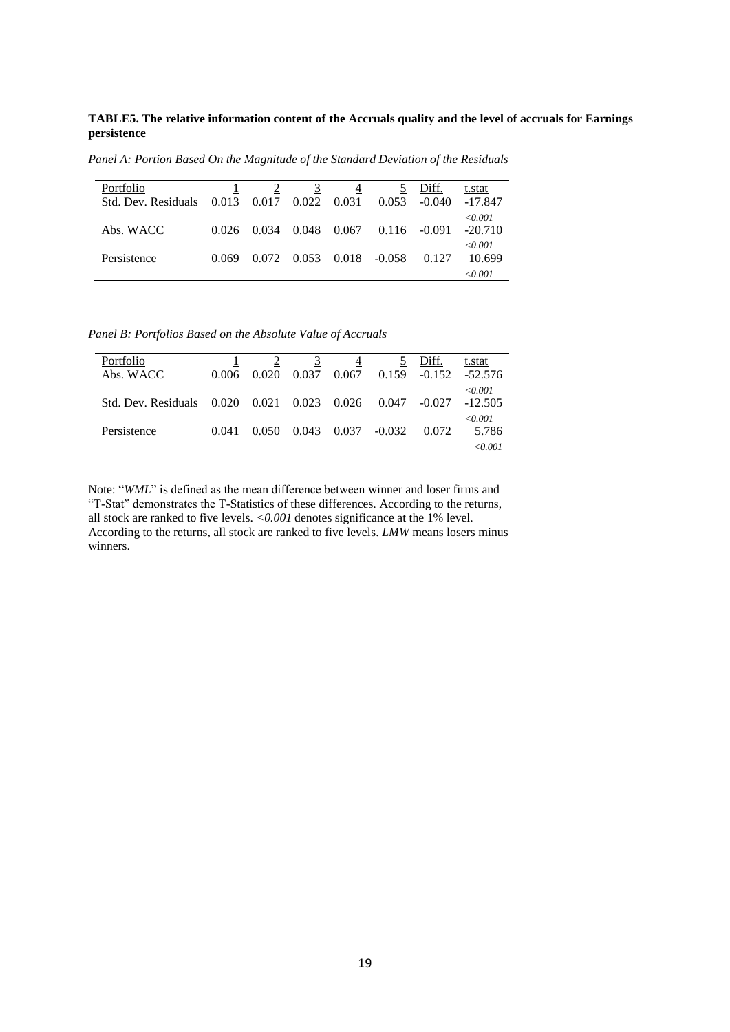**TABLE5. The relative information content of the Accruals quality and the level of accruals for Earnings persistence**

*Panel A: Portion Based On the Magnitude of the Standard Deviation of the Residuals*

| Portfolio | 1 | 2 | 3 | 4 | 5 | Diff. | t.stat |
|---|---|---|---|---|---|---|---|
| Std. Dev. Residuals | 0.013 | 0.017 | 0.022 | 0.031 | 0.053 | -0.040 | -17.847 |
| | | | | | | | *<0.001* |
| Abs. WACC | 0.026 | 0.034 | 0.048 | 0.067 | 0.116 | -0.091 | -20.710 |
| | | | | | | | *<0.001* |
| Persistence | 0.069 | 0.072 | 0.053 | 0.018 | -0.058 | 0.127 | 10.699 |
| | | | | | | | *<0.001* |

*Panel B: Portfolios Based on the Absolute Value of Accruals*

| Portfolio | 1 | 2 | 3 | 4 | 5 | Diff. | t.stat |
|---|---|---|---|---|---|---|---|
| Abs. WACC | 0.006 | 0.020 | 0.037 | 0.067 | 0.159 | -0.152 | -52.576 |
| | | | | | | | *<0.001* |
| Std. Dev. Residuals | 0.020 | 0.021 | 0.023 | 0.026 | 0.047 | -0.027 | -12.505 |
| | | | | | | | *<0.001* |
| Persistence | 0.041 | 0.050 | 0.043 | 0.037 | -0.032 | 0.072 | 5.786 |
| | | | | | | | *<0.001* |

Note: "*WML*" is defined as the mean difference between winner and loser firms and "T-Stat" demonstrates the T-Statistics of these differences. According to the returns, all stock are ranked to five levels. *<0.001* denotes significance at the 1% level. According to the returns, all stock are ranked to five levels. *LMW* means losers minus winners.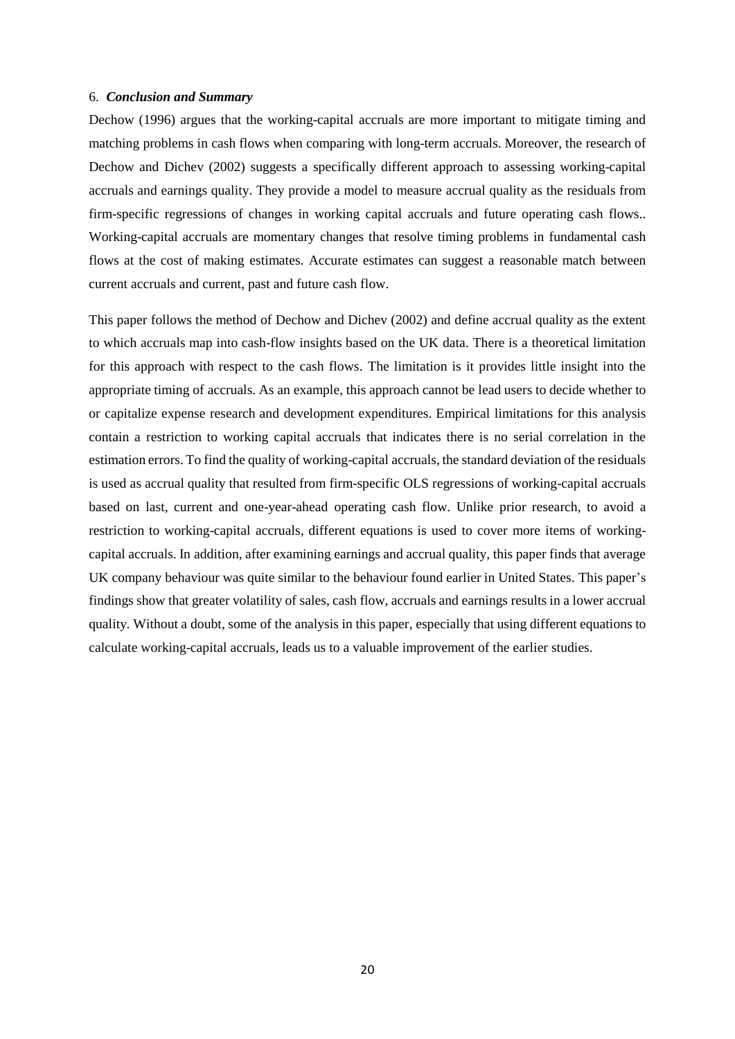## 6. *Conclusion and Summary*

Dechow (1996) argues that the working-capital accruals are more important to mitigate timing and matching problems in cash flows when comparing with long-term accruals. Moreover, the research of Dechow and Dichev (2002) suggests a specifically different approach to assessing working-capital accruals and earnings quality. They provide a model to measure accrual quality as the residuals from firm-specific regressions of changes in working capital accruals and future operating cash flows.. Working-capital accruals are momentary changes that resolve timing problems in fundamental cash flows at the cost of making estimates. Accurate estimates can suggest a reasonable match between current accruals and current, past and future cash flow.

This paper follows the method of Dechow and Dichev (2002) and define accrual quality as the extent to which accruals map into cash-flow insights based on the UK data. There is a theoretical limitation for this approach with respect to the cash flows. The limitation is it provides little insight into the appropriate timing of accruals. As an example, this approach cannot be lead users to decide whether to or capitalize expense research and development expenditures. Empirical limitations for this analysis contain a restriction to working capital accruals that indicates there is no serial correlation in the estimation errors. To find the quality of working-capital accruals, the standard deviation of the residuals is used as accrual quality that resulted from firm-specific OLS regressions of working-capital accruals based on last, current and one-year-ahead operating cash flow. Unlike prior research, to avoid a restriction to working-capital accruals, different equations is used to cover more items of working-capital accruals. In addition, after examining earnings and accrual quality, this paper finds that average UK company behaviour was quite similar to the behaviour found earlier in United States. This paper's findings show that greater volatility of sales, cash flow, accruals and earnings results in a lower accrual quality. Without a doubt, some of the analysis in this paper, especially that using different equations to calculate working-capital accruals, leads us to a valuable improvement of the earlier studies.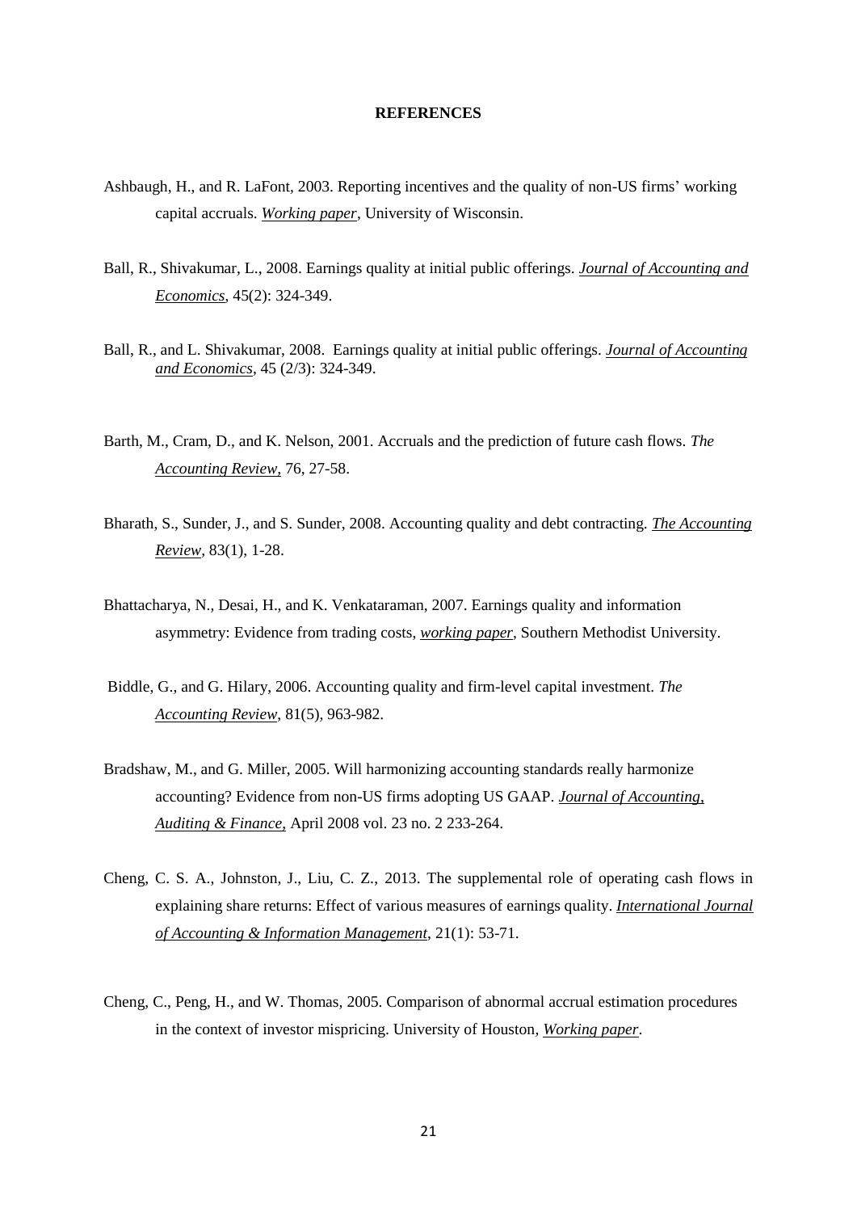**REFERENCES**

Ashbaugh, H., and R. LaFont, 2003. Reporting incentives and the quality of non-US firms' working capital accruals. *Working paper*, University of Wisconsin.

Ball, R., Shivakumar, L., 2008. Earnings quality at initial public offerings. *Journal of Accounting and Economics*, 45(2): 324-349.

Ball, R., and L. Shivakumar, 2008. Earnings quality at initial public offerings. *Journal of Accounting and Economics*, 45 (2/3): 324-349.

Barth, M., Cram, D., and K. Nelson, 2001. Accruals and the prediction of future cash flows. *The Accounting Review*, 76, 27-58.

Bharath, S., Sunder, J., and S. Sunder, 2008. Accounting quality and debt contracting. *The Accounting Review*, 83(1), 1-28.

Bhattacharya, N., Desai, H., and K. Venkataraman, 2007. Earnings quality and information asymmetry: Evidence from trading costs, *working paper*, Southern Methodist University.

Biddle, G., and G. Hilary, 2006. Accounting quality and firm-level capital investment. *The Accounting Review*, 81(5), 963-982.

Bradshaw, M., and G. Miller, 2005. Will harmonizing accounting standards really harmonize accounting? Evidence from non-US firms adopting US GAAP. *Journal of Accounting, Auditing & Finance,* April 2008 vol. 23 no. 2 233-264.

Cheng, C. S. A., Johnston, J., Liu, C. Z., 2013. The supplemental role of operating cash flows in explaining share returns: Effect of various measures of earnings quality. *International Journal of Accounting & Information Management*, 21(1): 53-71.

Cheng, C., Peng, H., and W. Thomas, 2005. Comparison of abnormal accrual estimation procedures in the context of investor mispricing. University of Houston, *Working paper*.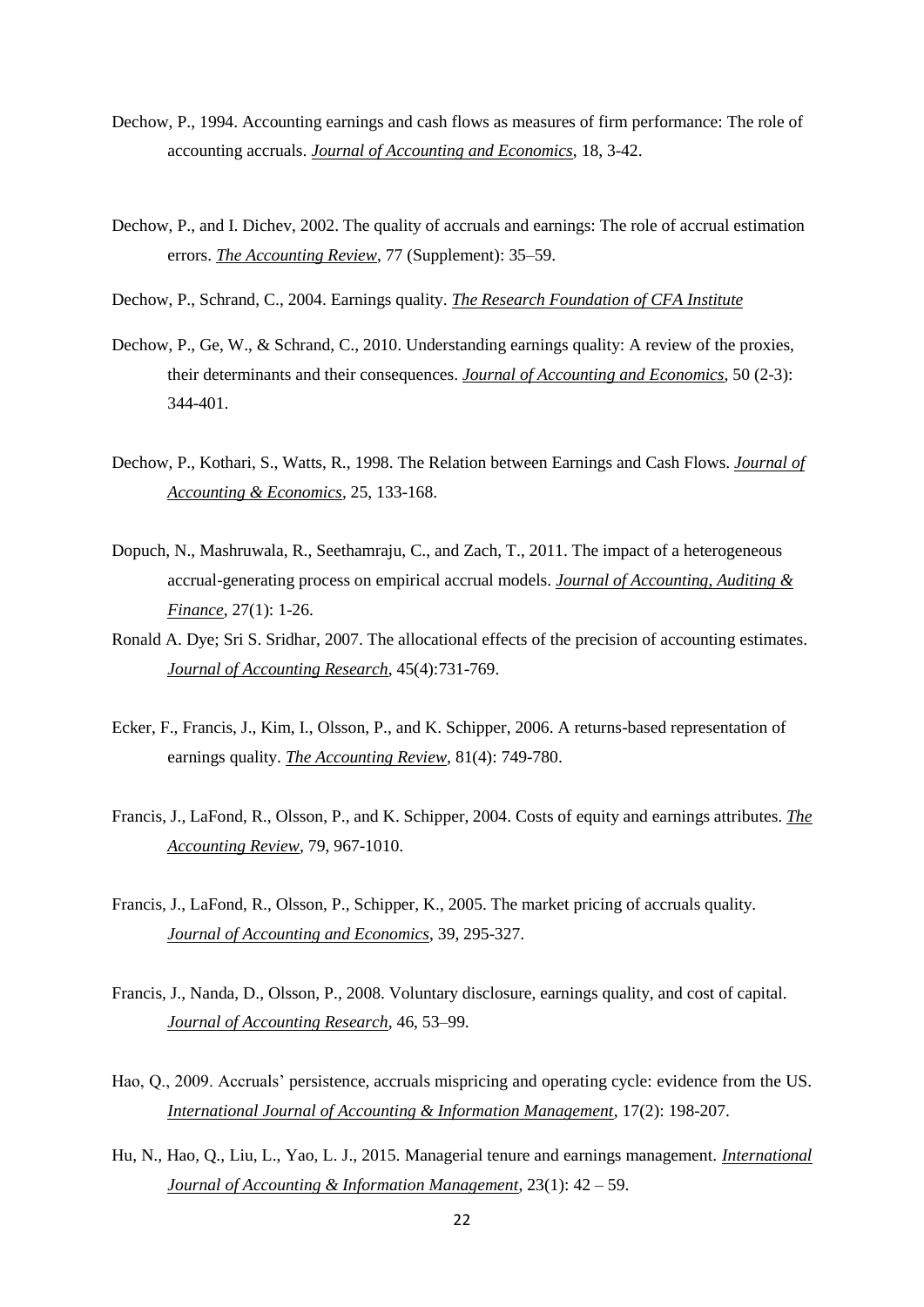Dechow, P., 1994. Accounting earnings and cash flows as measures of firm performance: The role of accounting accruals. *Journal of Accounting and Economics*, 18, 3-42.

Dechow, P., and I. Dichev, 2002. The quality of accruals and earnings: The role of accrual estimation errors. *The Accounting Review*, 77 (Supplement): 35–59.

Dechow, P., Schrand, C., 2004. Earnings quality. *The Research Foundation of CFA Institute*

Dechow, P., Ge, W., & Schrand, C., 2010. Understanding earnings quality: A review of the proxies, their determinants and their consequences. *Journal of Accounting and Economics*, 50 (2-3): 344-401.

Dechow, P., Kothari, S., Watts, R., 1998. The Relation between Earnings and Cash Flows. *Journal of Accounting & Economics*, 25, 133-168.

Dopuch, N., Mashruwala, R., Seethamraju, C., and Zach, T., 2011. The impact of a heterogeneous accrual-generating process on empirical accrual models. *Journal of Accounting, Auditing & Finance*, 27(1): 1-26.

Ronald A. Dye; Sri S. Sridhar, 2007. The allocational effects of the precision of accounting estimates. *Journal of Accounting Research*, 45(4):731-769.

Ecker, F., Francis, J., Kim, I., Olsson, P., and K. Schipper, 2006. A returns-based representation of earnings quality. *The Accounting Review*, 81(4): 749-780.

Francis, J., LaFond, R., Olsson, P., and K. Schipper, 2004. Costs of equity and earnings attributes. *The Accounting Review*, 79, 967-1010.

Francis, J., LaFond, R., Olsson, P., Schipper, K., 2005. The market pricing of accruals quality. *Journal of Accounting and Economics*, 39, 295-327.

Francis, J., Nanda, D., Olsson, P., 2008. Voluntary disclosure, earnings quality, and cost of capital. *Journal of Accounting Research*, 46, 53–99.

Hao, Q., 2009. Accruals' persistence, accruals mispricing and operating cycle: evidence from the US. *International Journal of Accounting & Information Management*, 17(2): 198-207.

Hu, N., Hao, Q., Liu, L., Yao, L. J., 2015. Managerial tenure and earnings management. *International Journal of Accounting & Information Management*, 23(1): 42 – 59.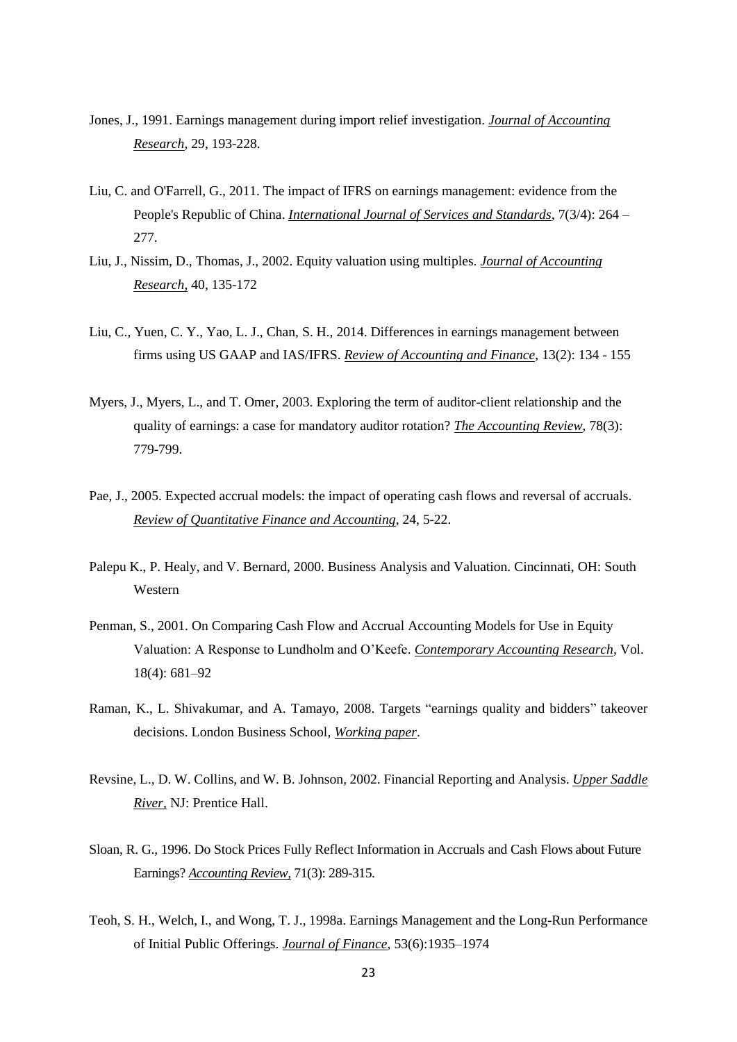Jones, J., 1991. Earnings management during import relief investigation. *Journal of Accounting Research*, 29, 193-228.

Liu, C. and O'Farrell, G., 2011. The impact of IFRS on earnings management: evidence from the People's Republic of China. *International Journal of Services and Standards*, 7(3/4): 264 – 277.

Liu, J., Nissim, D., Thomas, J., 2002. Equity valuation using multiples. *Journal of Accounting Research*, 40, 135-172

Liu, C., Yuen, C. Y., Yao, L. J., Chan, S. H., 2014. Differences in earnings management between firms using US GAAP and IAS/IFRS. *Review of Accounting and Finance*, 13(2): 134 - 155

Myers, J., Myers, L., and T. Omer, 2003. Exploring the term of auditor-client relationship and the quality of earnings: a case for mandatory auditor rotation? *The Accounting Review*, 78(3): 779-799.

Pae, J., 2005. Expected accrual models: the impact of operating cash flows and reversal of accruals. *Review of Quantitative Finance and Accounting*, 24, 5-22.

Palepu K., P. Healy, and V. Bernard, 2000. Business Analysis and Valuation. Cincinnati, OH: South Western

Penman, S., 2001. On Comparing Cash Flow and Accrual Accounting Models for Use in Equity Valuation: A Response to Lundholm and O'Keefe. *Contemporary Accounting Research*, Vol. 18(4): 681–92

Raman, K., L. Shivakumar, and A. Tamayo, 2008. Targets "earnings quality and bidders" takeover decisions. London Business School, *Working paper*.

Revsine, L., D. W. Collins, and W. B. Johnson, 2002. Financial Reporting and Analysis. *Upper Saddle River*, NJ: Prentice Hall.

Sloan, R. G., 1996. Do Stock Prices Fully Reflect Information in Accruals and Cash Flows about Future Earnings? *Accounting Review*, 71(3): 289-315.

Teoh, S. H., Welch, I., and Wong, T. J., 1998a. Earnings Management and the Long-Run Performance of Initial Public Offerings. *Journal of Finance*, 53(6):1935–1974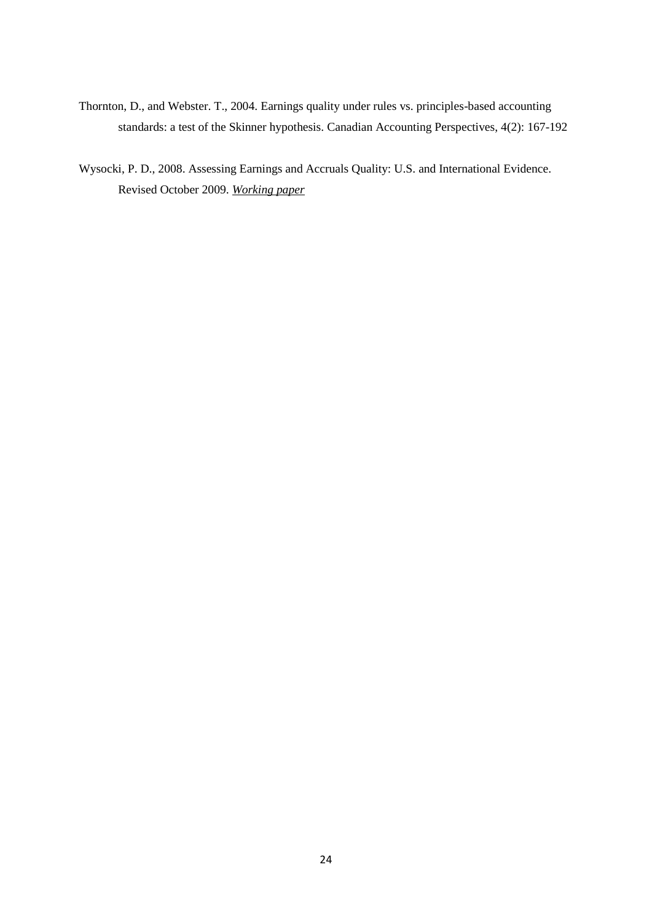Thornton, D., and Webster. T., 2004. Earnings quality under rules vs. principles-based accounting standards: a test of the Skinner hypothesis. Canadian Accounting Perspectives, 4(2): 167-192

Wysocki, P. D., 2008. Assessing Earnings and Accruals Quality: U.S. and International Evidence. Revised October 2009. *Working paper*